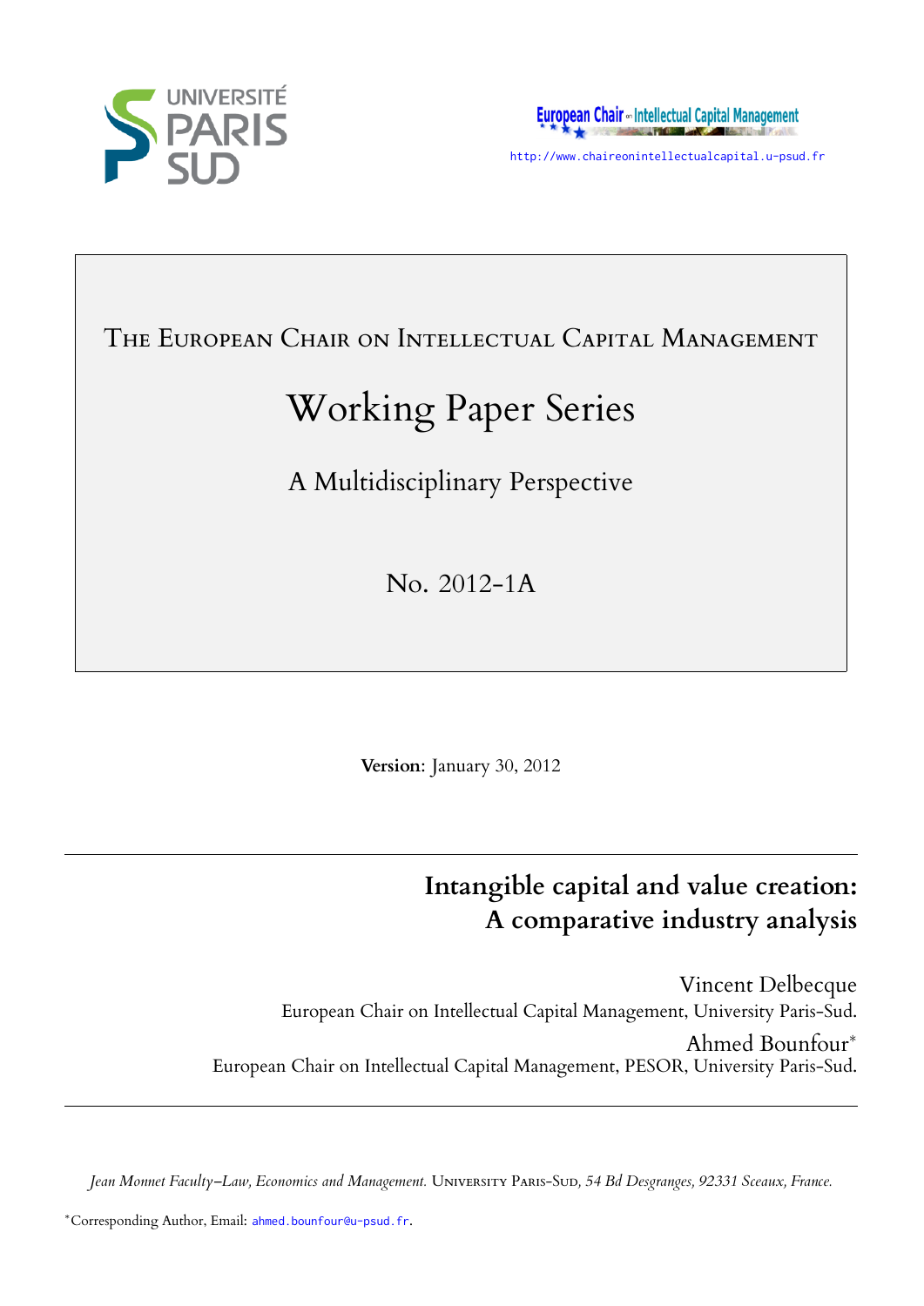UNIVERSITÉ PARIS SUD

European Chair on Intellectual Capital Management

http://www.chaireonintellectualcapital.u-psud.fr

The European Chair on Intellectual Capital Management

# Working Paper Series

A Multidisciplinary Perspective

No. 2012-1A

**Version**: January 30, 2012

## Intangible capital and value creation: A comparative industry analysis

Vincent Delbecque
European Chair on Intellectual Capital Management, University Paris-Sud.

Ahmed Bounfour*
European Chair on Intellectual Capital Management, PESOR, University Paris-Sud.

*Jean Monnet Faculty–Law, Economics and Management.* University Paris-Sud, *54 Bd Desgranges, 92331 Sceaux, France.*

*Corresponding Author, Email: ahmed.bounfour@u-psud.fr.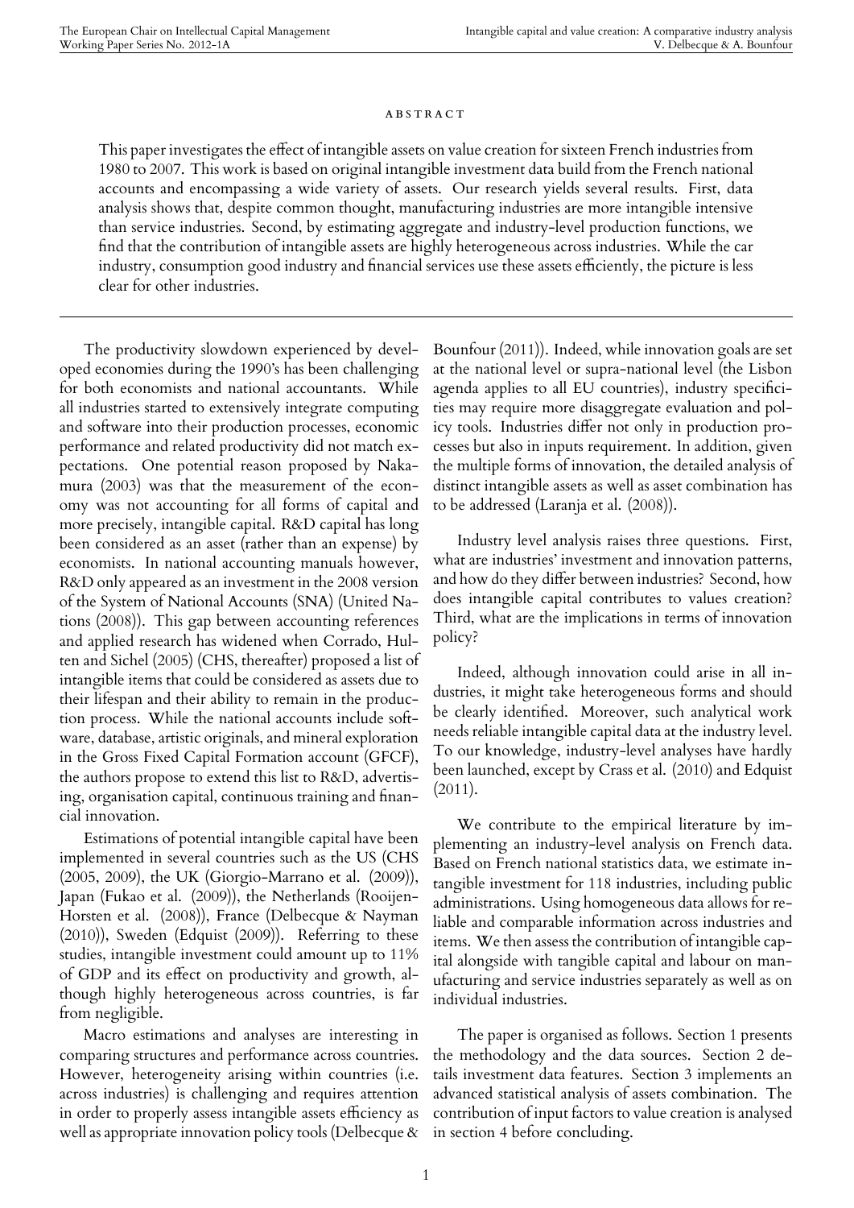#### ABSTRACT

This paper investigates the effect of intangible assets on value creation for sixteen French industries from 1980 to 2007. This work is based on original intangible investment data build from the French national accounts and encompassing a wide variety of assets. Our research yields several results. First, data analysis shows that, despite common thought, manufacturing industries are more intangible intensive than service industries. Second, by estimating aggregate and industry-level production functions, we find that the contribution of intangible assets are highly heterogeneous across industries. While the car industry, consumption good industry and financial services use these assets efficiently, the picture is less clear for other industries.

---

The productivity slowdown experienced by developed economies during the 1990's has been challenging for both economists and national accountants. While all industries started to extensively integrate computing and software into their production processes, economic performance and related productivity did not match expectations. One potential reason proposed by Nakamura (2003) was that the measurement of the economy was not accounting for all forms of capital and more precisely, intangible capital. R&D capital has long been considered as an asset (rather than an expense) by economists. In national accounting manuals however, R&D only appeared as an investment in the 2008 version of the System of National Accounts (SNA) (United Nations (2008)). This gap between accounting references and applied research has widened when Corrado, Hulten and Sichel (2005) (CHS, thereafter) proposed a list of intangible items that could be considered as assets due to their lifespan and their ability to remain in the production process. While the national accounts include software, database, artistic originals, and mineral exploration in the Gross Fixed Capital Formation account (GFCF), the authors propose to extend this list to R&D, advertising, organisation capital, continuous training and financial innovation.

Estimations of potential intangible capital have been implemented in several countries such as the US (CHS (2005, 2009), the UK (Giorgio-Marrano et al. (2009)), Japan (Fukao et al. (2009)), the Netherlands (Rooijen-Horsten et al. (2008)), France (Delbecque & Nayman (2010)), Sweden (Edquist (2009)). Referring to these studies, intangible investment could amount up to 11% of GDP and its effect on productivity and growth, although highly heterogeneous across countries, is far from negligible.

Macro estimations and analyses are interesting in comparing structures and performance across countries. However, heterogeneity arising within countries (i.e. across industries) is challenging and requires attention in order to properly assess intangible assets efficiency as well as appropriate innovation policy tools (Delbecque & Bounfour (2011)). Indeed, while innovation goals are set at the national level or supra-national level (the Lisbon agenda applies to all EU countries), industry specificities may require more disaggregate evaluation and policy tools. Industries differ not only in production processes but also in inputs requirement. In addition, given the multiple forms of innovation, the detailed analysis of distinct intangible assets as well as asset combination has to be addressed (Laranja et al. (2008)).

Industry level analysis raises three questions. First, what are industries' investment and innovation patterns, and how do they differ between industries? Second, how does intangible capital contributes to values creation? Third, what are the implications in terms of innovation policy?

Indeed, although innovation could arise in all industries, it might take heterogeneous forms and should be clearly identified. Moreover, such analytical work needs reliable intangible capital data at the industry level. To our knowledge, industry-level analyses have hardly been launched, except by Crass et al. (2010) and Edquist (2011).

We contribute to the empirical literature by implementing an industry-level analysis on French data. Based on French national statistics data, we estimate intangible investment for 118 industries, including public administrations. Using homogeneous data allows for reliable and comparable information across industries and items. We then assess the contribution of intangible capital alongside with tangible capital and labour on manufacturing and service industries separately as well as on individual industries.

The paper is organised as follows. Section 1 presents the methodology and the data sources. Section 2 details investment data features. Section 3 implements an advanced statistical analysis of assets combination. The contribution of input factors to value creation is analysed in section 4 before concluding.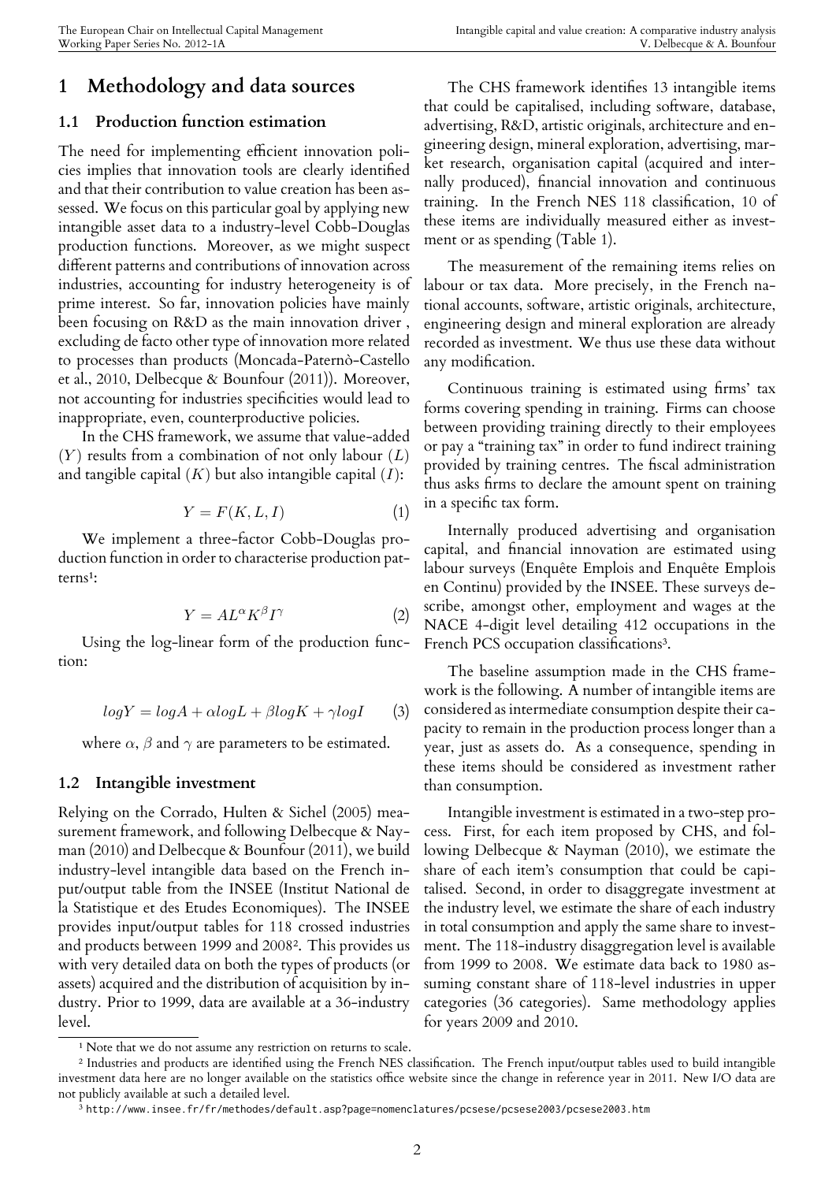# 1 Methodology and data sources

## 1.1 Production function estimation

The need for implementing efficient innovation policies implies that innovation tools are clearly identified and that their contribution to value creation has been assessed. We focus on this particular goal by applying new intangible asset data to a industry-level Cobb-Douglas production functions. Moreover, as we might suspect different patterns and contributions of innovation across industries, accounting for industry heterogeneity is of prime interest. So far, innovation policies have mainly been focusing on R&D as the main innovation driver , excluding de facto other type of innovation more related to processes than products (Moncada-Paternò-Castello et al., 2010, Delbecque & Bounfour (2011)). Moreover, not accounting for industries specificities would lead to inappropriate, even, counterproductive policies.

In the CHS framework, we assume that value-added ($Y$) results from a combination of not only labour ($L$) and tangible capital ($K$) but also intangible capital ($I$):

$$Y = F(K, L, I) \tag{1}$$

We implement a three-factor Cobb-Douglas production function in order to characterise production patterns[1]:

$$Y = AL^{\alpha}K^{\beta}I^{\gamma} \tag{2}$$

Using the log-linear form of the production function:

$$logY = logA + \alpha logL + \beta logK + \gamma logI \tag{3}$$

where $\alpha$, $\beta$ and $\gamma$ are parameters to be estimated.

## 1.2 Intangible investment

Relying on the Corrado, Hulten & Sichel (2005) measurement framework, and following Delbecque & Nayman (2010) and Delbecque & Bounfour (2011), we build industry-level intangible data based on the French input/output table from the INSEE (Institut National de la Statistique et des Etudes Economiques). The INSEE provides input/output tables for 118 crossed industries and products between 1999 and 2008[2]. This provides us with very detailed data on both the types of products (or assets) acquired and the distribution of acquisition by industry. Prior to 1999, data are available at a 36-industry level.

The CHS framework identifies 13 intangible items that could be capitalised, including software, database, advertising, R&D, artistic originals, architecture and engineering design, mineral exploration, advertising, market research, organisation capital (acquired and internally produced), financial innovation and continuous training. In the French NES 118 classification, 10 of these items are individually measured either as investment or as spending (Table 1).

The measurement of the remaining items relies on labour or tax data. More precisely, in the French national accounts, software, artistic originals, architecture, engineering design and mineral exploration are already recorded as investment. We thus use these data without any modification.

Continuous training is estimated using firms' tax forms covering spending in training. Firms can choose between providing training directly to their employees or pay a "training tax" in order to fund indirect training provided by training centres. The fiscal administration thus asks firms to declare the amount spent on training in a specific tax form.

Internally produced advertising and organisation capital, and financial innovation are estimated using labour surveys (Enquête Emplois and Enquête Emplois en Continu) provided by the INSEE. These surveys describe, amongst other, employment and wages at the NACE 4-digit level detailing 412 occupations in the French PCS occupation classifications[3].

The baseline assumption made in the CHS framework is the following. A number of intangible items are considered as intermediate consumption despite their capacity to remain in the production process longer than a year, just as assets do. As a consequence, spending in these items should be considered as investment rather than consumption.

Intangible investment is estimated in a two-step process. First, for each item proposed by CHS, and following Delbecque & Nayman (2010), we estimate the share of each item's consumption that could be capitalised. Second, in order to disaggregate investment at the industry level, we estimate the share of each industry in total consumption and apply the same share to investment. The 118-industry disaggregation level is available from 1999 to 2008. We estimate data back to 1980 assuming constant share of 118-level industries in upper categories (36 categories). Same methodology applies for years 2009 and 2010.

[1] Note that we do not assume any restriction on returns to scale.

[2] Industries and products are identified using the French NES classification. The French input/output tables used to build intangible investment data here are no longer available on the statistics office website since the change in reference year in 2011. New I/O data are not publicly available at such a detailed level.

[3] http://www.insee.fr/fr/methodes/default.asp?page=nomenclatures/pcsese/pcsese2003/pcsese2003.htm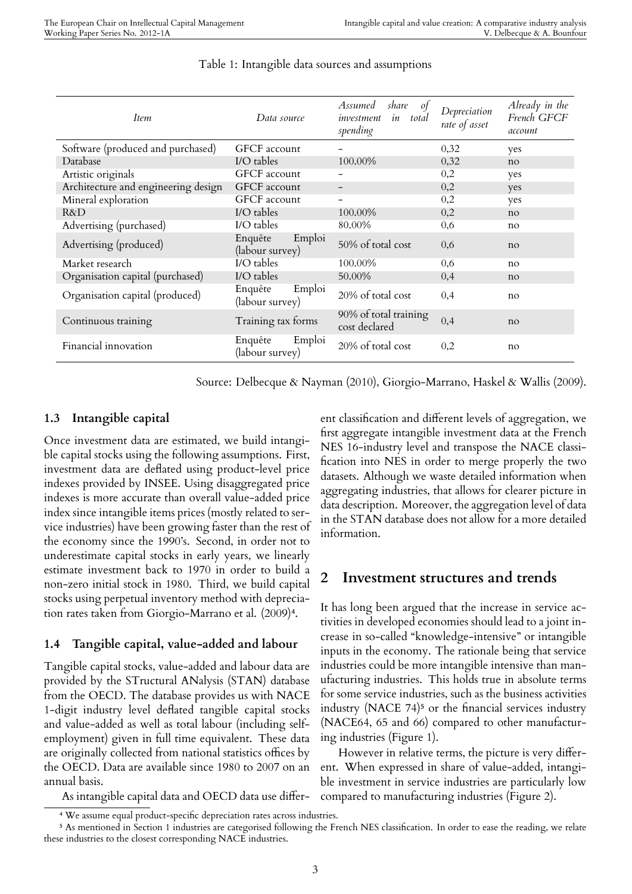Table 1: Intangible data sources and assumptions

| *Item* | *Data source* | *Assumed share of investment in total spending* | *Depreciation rate of asset* | *Already in the French GFCF account* |
|---|---|---|---|---|
| Software (produced and purchased) | GFCF account | – | 0,32 | yes |
| Database | I/O tables | 100.00% | 0,32 | no |
| Artistic originals | GFCF account | – | 0,2 | yes |
| Architecture and engineering design | GFCF account | – | 0,2 | yes |
| Mineral exploration | GFCF account | – | 0,2 | yes |
| R&D | I/O tables | 100.00% | 0,2 | no |
| Advertising (purchased) | I/O tables | 80.00% | 0,6 | no |
| Advertising (produced) | Enquête Emploi (labour survey) | 50% of total cost | 0,6 | no |
| Market research | I/O tables | 100.00% | 0,6 | no |
| Organisation capital (purchased) | I/O tables | 50.00% | 0,4 | no |
| Organisation capital (produced) | Enquête Emploi (labour survey) | 20% of total cost | 0,4 | no |
| Continuous training | Training tax forms | 90% of total training cost declared | 0,4 | no |
| Financial innovation | Enquête Emploi (labour survey) | 20% of total cost | 0,2 | no |

Source: Delbecque & Nayman (2010), Giorgio-Marrano, Haskel & Wallis (2009).

### 1.3 Intangible capital

Once investment data are estimated, we build intangible capital stocks using the following assumptions. First, investment data are deflated using product-level price indexes provided by INSEE. Using disaggregated price indexes is more accurate than overall value-added price index since intangible items prices (mostly related to service industries) have been growing faster than the rest of the economy since the 1990's. Second, in order not to underestimate capital stocks in early years, we linearly estimate investment back to 1970 in order to build a non-zero initial stock in 1980. Third, we build capital stocks using perpetual inventory method with depreciation rates taken from Giorgio-Marrano et al. (2009)[4].

### 1.4 Tangible capital, value-added and labour

Tangible capital stocks, value-added and labour data are provided by the STructural ANalysis (STAN) database from the OECD. The database provides us with NACE 1-digit industry level deflated tangible capital stocks and value-added as well as total labour (including self-employment) given in full time equivalent. These data are originally collected from national statistics offices by the OECD. Data are available since 1980 to 2007 on an annual basis.

As intangible capital data and OECD data use different classification and different levels of aggregation, we first aggregate intangible investment data at the French NES 16-industry level and transpose the NACE classification into NES in order to merge properly the two datasets. Although we waste detailed information when aggregating industries, that allows for clearer picture in data description. Moreover, the aggregation level of data in the STAN database does not allow for a more detailed information.

## 2 Investment structures and trends

It has long been argued that the increase in service activities in developed economies should lead to a joint increase in so-called "knowledge-intensive" or intangible inputs in the economy. The rationale being that service industries could be more intangible intensive than manufacturing industries. This holds true in absolute terms for some service industries, such as the business activities industry (NACE 74)[5] or the financial services industry (NACE64, 65 and 66) compared to other manufacturing industries (Figure 1).

However in relative terms, the picture is very different. When expressed in share of value-added, intangible investment in service industries are particularly low compared to manufacturing industries (Figure 2).

[4] We assume equal product-specific depreciation rates across industries.

[5] As mentioned in Section 1 industries are categorised following the French NES classification. In order to ease the reading, we relate these industries to the closest corresponding NACE industries.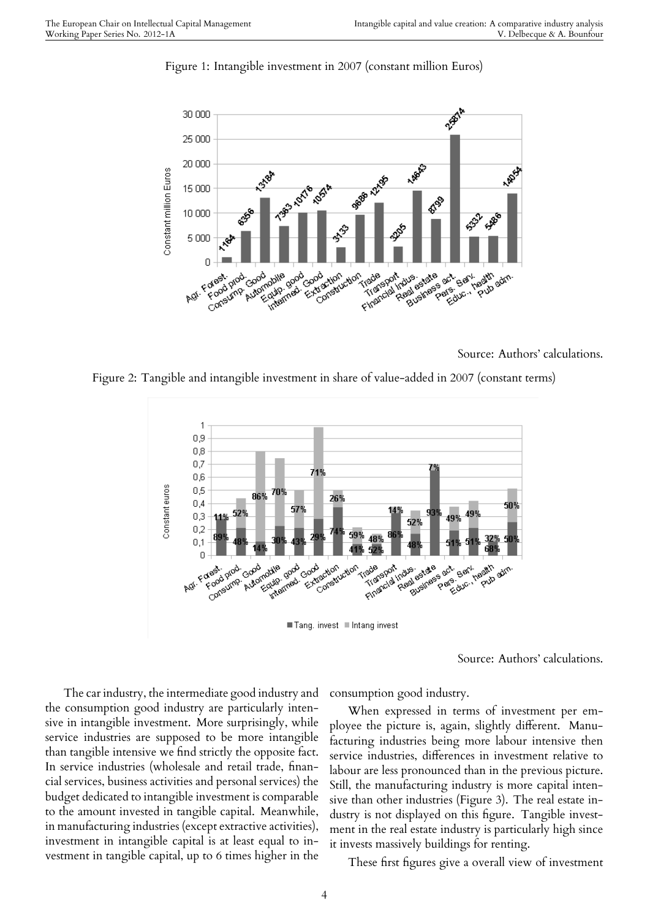Figure 1: Intangible investment in 2007 (constant million Euros)

Source: Authors' calculations.

Figure 2: Tangible and intangible investment in share of value-added in 2007 (constant terms)

Source: Authors' calculations.

The car industry, the intermediate good industry and the consumption good industry are particularly intensive in intangible investment. More surprisingly, while service industries are supposed to be more intangible than tangible intensive we find strictly the opposite fact. In service industries (wholesale and retail trade, financial services, business activities and personal services) the budget dedicated to intangible investment is comparable to the amount invested in tangible capital. Meanwhile, in manufacturing industries (except extractive activities), investment in intangible capital is at least equal to investment in tangible capital, up to 6 times higher in the consumption good industry.

When expressed in terms of investment per employee the picture is, again, slightly different. Manufacturing industries being more labour intensive then service industries, differences in investment relative to labour are less pronounced than in the previous picture. Still, the manufacturing industry is more capital intensive than other industries (Figure 3). The real estate industry is not displayed on this figure. Tangible investment in the real estate industry is particularly high since it invests massively buildings for renting.

These first figures give a overall view of investment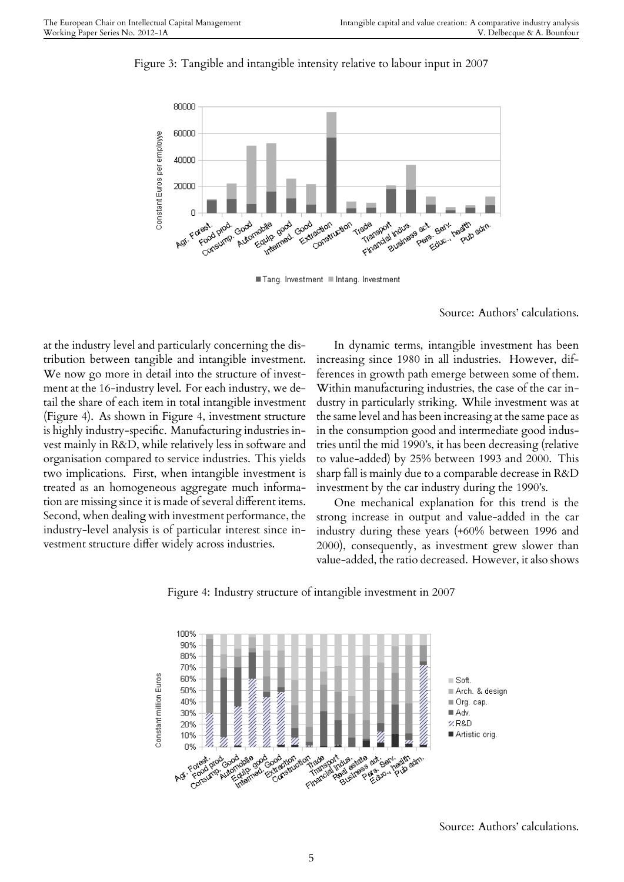Figure 3: Tangible and intangible intensity relative to labour input in 2007

Source: Authors' calculations.

at the industry level and particularly concerning the distribution between tangible and intangible investment. We now go more in detail into the structure of investment at the 16-industry level. For each industry, we detail the share of each item in total intangible investment (Figure 4). As shown in Figure 4, investment structure is highly industry-specific. Manufacturing industries invest mainly in R&D, while relatively less in software and organisation compared to service industries. This yields two implications. First, when intangible investment is treated as an homogeneous aggregate much information are missing since it is made of several different items. Second, when dealing with investment performance, the industry-level analysis is of particular interest since investment structure differ widely across industries.

In dynamic terms, intangible investment has been increasing since 1980 in all industries. However, differences in growth path emerge between some of them. Within manufacturing industries, the case of the car industry in particularly striking. While investment was at the same level and has been increasing at the same pace as in the consumption good and intermediate good industries until the mid 1990's, it has been decreasing (relative to value-added) by 25% between 1993 and 2000. This sharp fall is mainly due to a comparable decrease in R&D investment by the car industry during the 1990's.

One mechanical explanation for this trend is the strong increase in output and value-added in the car industry during these years (+60% between 1996 and 2000), consequently, as investment grew slower than value-added, the ratio decreased. However, it also shows

Figure 4: Industry structure of intangible investment in 2007

Source: Authors' calculations.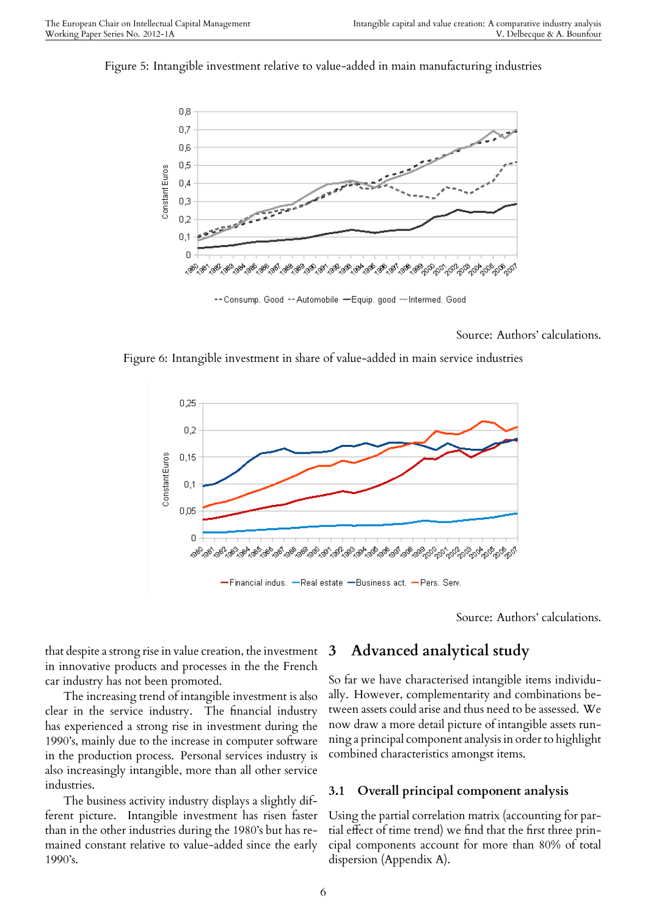Figure 5: Intangible investment relative to value-added in main manufacturing industries

Source: Authors' calculations.

Figure 6: Intangible investment in share of value-added in main service industries

Source: Authors' calculations.

that despite a strong rise in value creation, the investment in innovative products and processes in the the French car industry has not been promoted.

The increasing trend of intangible investment is also clear in the service industry. The financial industry has experienced a strong rise in investment during the 1990's, mainly due to the increase in computer software in the production process. Personal services industry is also increasingly intangible, more than all other service industries.

The business activity industry displays a slightly different picture. Intangible investment has risen faster than in the other industries during the 1980's but has remained constant relative to value-added since the early 1990's.

# 3 Advanced analytical study

So far we have characterised intangible items individually. However, complementarity and combinations between assets could arise and thus need to be assessed. We now draw a more detail picture of intangible assets running a principal component analysis in order to highlight combined characteristics amongst items.

## 3.1 Overall principal component analysis

Using the partial correlation matrix (accounting for partial effect of time trend) we find that the first three principal components account for more than 80% of total dispersion (Appendix A).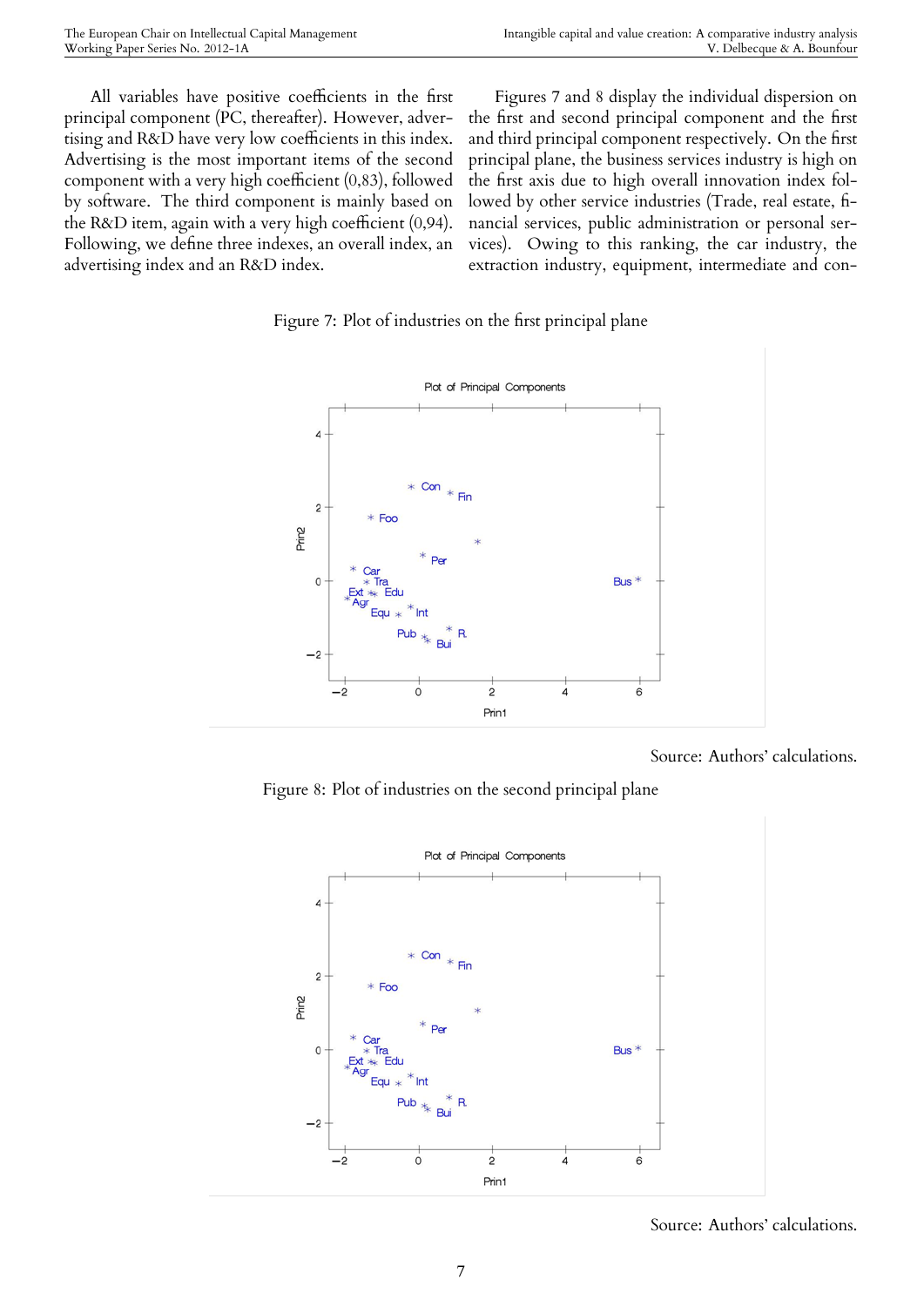All variables have positive coefficients in the first principal component (PC, thereafter). However, advertising and R&D have very low coefficients in this index. Advertising is the most important items of the second component with a very high coefficient (0,83), followed by software. The third component is mainly based on the R&D item, again with a very high coefficient (0,94). Following, we define three indexes, an overall index, an advertising index and an R&D index.

Figures 7 and 8 display the individual dispersion on the first and second principal component and the first and third principal component respectively. On the first principal plane, the business services industry is high on the first axis due to high overall innovation index followed by other service industries (Trade, real estate, financial services, public administration or personal services). Owing to this ranking, the car industry, the extraction industry, equipment, intermediate and con-

Figure 7: Plot of industries on the first principal plane

Source: Authors' calculations.

Figure 8: Plot of industries on the second principal plane

Source: Authors' calculations.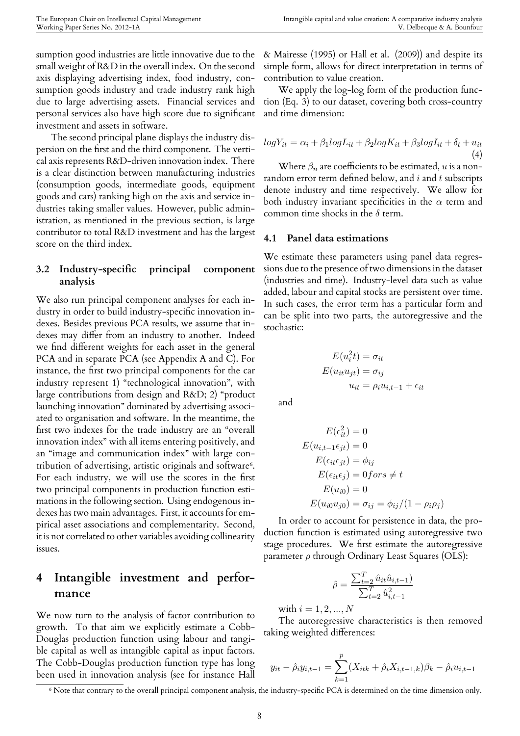sumption good industries are little innovative due to the small weight of R&D in the overall index. On the second axis displaying advertising index, food industry, consumption goods industry and trade industry rank high due to large advertising assets. Financial services and personal services also have high score due to significant investment and assets in software.

The second principal plane displays the industry dispersion on the first and the third component. The vertical axis represents R&D-driven innovation index. There is a clear distinction between manufacturing industries (consumption goods, intermediate goods, equipment goods and cars) ranking high on the axis and service industries taking smaller values. However, public administration, as mentioned in the previous section, is large contributor to total R&D investment and has the largest score on the third index.

### 3.2 Industry-specific principal component analysis

We also run principal component analyses for each industry in order to build industry-specific innovation indexes. Besides previous PCA results, we assume that indexes may differ from an industry to another. Indeed we find different weights for each asset in the general PCA and in separate PCA (see Appendix A and C). For instance, the first two principal components for the car industry represent 1) "technological innovation", with large contributions from design and R&D; 2) "product launching innovation" dominated by advertising associated to organisation and software. In the meantime, the first two indexes for the trade industry are an "overall innovation index" with all items entering positively, and an "image and communication index" with large contribution of advertising, artistic originals and software[6]. For each industry, we will use the scores in the first two principal components in production function estimations in the following section. Using endogenous indexes has two main advantages. First, it accounts for empirical asset associations and complementarity. Second, it is not correlated to other variables avoiding collinearity issues.

## 4 Intangible investment and performance

We now turn to the analysis of factor contribution to growth. To that aim we explicitly estimate a Cobb-Douglas production function using labour and tangible capital as well as intangible capital as input factors. The Cobb-Douglas production function type has long been used in innovation analysis (see for instance Hall & Mairesse (1995) or Hall et al. (2009)) and despite its simple form, allows for direct interpretation in terms of contribution to value creation.

We apply the log-log form of the production function (Eq. 3) to our dataset, covering both cross-country and time dimension:

$$logY_{it} = \alpha_i + \beta_1 logL_{it} + \beta_2 logK_{it} + \beta_3 logI_{it} + \delta_t + u_{it} \quad (4)$$

Where $\beta_n$ are coefficients to be estimated, $u$ is a non-random error term defined below, and $i$ and $t$ subscripts denote industry and time respectively. We allow for both industry invariant specificities in the $\alpha$ term and common time shocks in the $\delta$ term.

### 4.1 Panel data estimations

We estimate these parameters using panel data regressions due to the presence of two dimensions in the dataset (industries and time). Industry-level data such as value added, labour and capital stocks are persistent over time. In such cases, the error term has a particular form and can be split into two parts, the autoregressive and the stochastic:

$$E(u_i^2 t) = \sigma_{it}$$
$$E(u_{it} u_{jt}) = \sigma_{ij}$$
$$u_{it} = \rho_i u_{i,t-1} + \epsilon_{it}$$

and

$$E(\epsilon_{it}^2) = 0$$
$$E(u_{i,t-1}\epsilon_{jt}) = 0$$
$$E(\epsilon_{it}\epsilon_{jt}) = \phi_{ij}$$
$$E(\epsilon_{it}\epsilon_j) = 0 for s \neq t$$
$$E(u_{i0}) = 0$$
$$E(u_{i0}u_{j0}) = \sigma_{ij} = \phi_{ij}/(1 - \rho_i \rho_j)$$

In order to account for persistence in data, the production function is estimated using autoregressive two stage procedures. We first estimate the autoregressive parameter $\rho$ through Ordinary Least Squares (OLS):

$$\hat{\rho} = \frac{\sum_{t=2}^{T} \hat{u}_{it}\hat{u}_{i,t-1})}{\sum_{t=2}^{T} \hat{u}_{i,t-1}^2}$$

with $i = 1, 2, ..., N$

The autoregressive characteristics is then removed taking weighted differences:

$$y_{it} - \hat{\rho}_i y_{i,t-1} = \sum_{k=1}^{p} (X_{itk} + \hat{\rho}_i X_{i,t-1,k})\beta_k - \hat{\rho}_i u_{i,t-1}$$

[6] Note that contrary to the overall principal component analysis, the industry-specific PCA is determined on the time dimension only.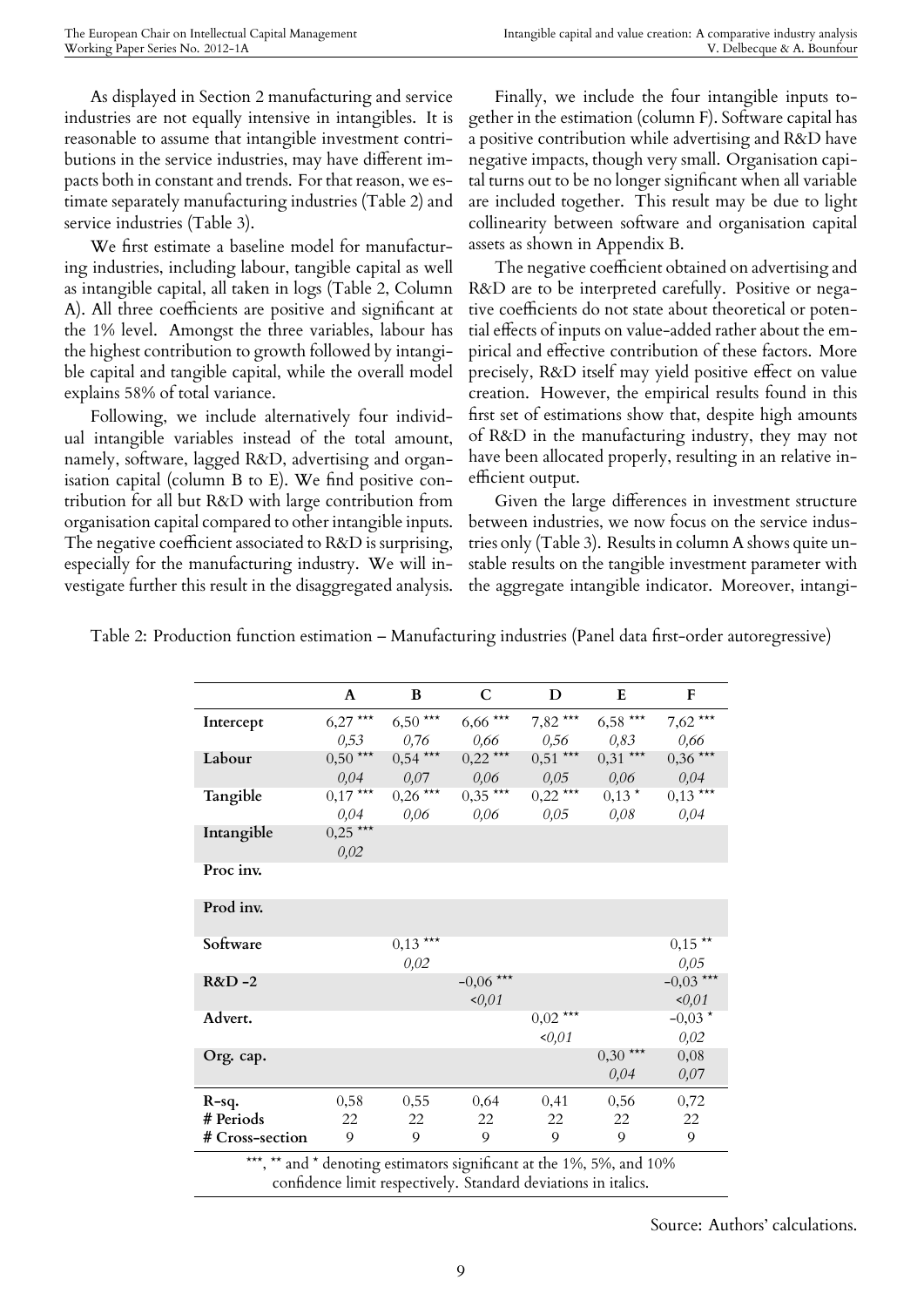As displayed in Section 2 manufacturing and service industries are not equally intensive in intangibles. It is reasonable to assume that intangible investment contributions in the service industries, may have different impacts both in constant and trends. For that reason, we estimate separately manufacturing industries (Table 2) and service industries (Table 3).

We first estimate a baseline model for manufacturing industries, including labour, tangible capital as well as intangible capital, all taken in logs (Table 2, Column A). All three coefficients are positive and significant at the 1% level. Amongst the three variables, labour has the highest contribution to growth followed by intangible capital and tangible capital, while the overall model explains 58% of total variance.

Following, we include alternatively four individual intangible variables instead of the total amount, namely, software, lagged R&D, advertising and organisation capital (column B to E). We find positive contribution for all but R&D with large contribution from organisation capital compared to other intangible inputs. The negative coefficient associated to R&D is surprising, especially for the manufacturing industry. We will investigate further this result in the disaggregated analysis.

Finally, we include the four intangible inputs together in the estimation (column F). Software capital has a positive contribution while advertising and R&D have negative impacts, though very small. Organisation capital turns out to be no longer significant when all variable are included together. This result may be due to light collinearity between software and organisation capital assets as shown in Appendix B.

The negative coefficient obtained on advertising and R&D are to be interpreted carefully. Positive or negative coefficients do not state about theoretical or potential effects of inputs on value-added rather about the empirical and effective contribution of these factors. More precisely, R&D itself may yield positive effect on value creation. However, the empirical results found in this first set of estimations show that, despite high amounts of R&D in the manufacturing industry, they may not have been allocated properly, resulting in an relative inefficient output.

Given the large differences in investment structure between industries, we now focus on the service industries only (Table 3). Results in column A shows quite unstable results on the tangible investment parameter with the aggregate intangible indicator. Moreover, intangi-

Table 2: Production function estimation – Manufacturing industries (Panel data first-order autoregressive)

| | A | B | C | D | E | F |
|---|---|---|---|---|---|---|
| **Intercept** | 6,27 *** | 6,50 *** | 6,66 *** | 7,82 *** | 6,58 *** | 7,62 *** |
| | *0,53* | *0,76* | *0,66* | *0,56* | *0,83* | *0,66* |
| **Labour** | 0,50 *** | 0,54 *** | 0,22 *** | 0,51 *** | 0,31 *** | 0,36 *** |
| | *0,04* | *0,07* | *0,06* | *0,05* | *0,06* | *0,04* |
| **Tangible** | 0,17 *** | 0,26 *** | 0,35 *** | 0,22 *** | 0,13 * | 0,13 *** |
| | *0,04* | *0,06* | *0,06* | *0,05* | *0,08* | *0,04* |
| **Intangible** | 0,25 *** | | | | | |
| | *0,02* | | | | | |
| **Proc inv.** | | | | | | |
| **Prod inv.** | | | | | | |
| **Software** | | 0,13 *** | | | | 0,15 ** |
| | | *0,02* | | | | *0,05* |
| **R&D -2** | | | -0,06 *** | | | -0,03 *** |
| | | | *<0,01* | | | *<0,01* |
| **Advert.** | | | | 0,02 *** | | -0,03 * |
| | | | | *<0,01* | | *0,02* |
| **Org. cap.** | | | | | 0,30 *** | 0,08 |
| | | | | | *0,04* | *0,07* |
| **R-sq.** | 0,58 | 0,55 | 0,64 | 0,41 | 0,56 | 0,72 |
| **# Periods** | 22 | 22 | 22 | 22 | 22 | 22 |
| **# Cross-section** | 9 | 9 | 9 | 9 | 9 | 9 |

***, ** and * denoting estimators significant at the 1%, 5%, and 10% confidence limit respectively. Standard deviations in italics.

Source: Authors' calculations.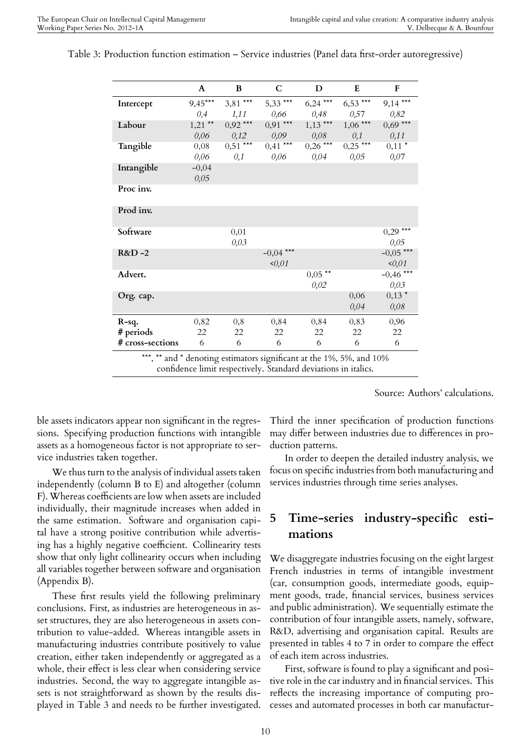Table 3: Production function estimation – Service industries (Panel data first-order autoregressive)

| | A | B | C | D | E | F |
|---|---|---|---|---|---|---|
| **Intercept** | 9,45*** | 3,81 *** | 5,33 *** | 6,24 *** | 6,53 *** | 9,14 *** |
| | *0,4* | *1,11* | *0,66* | *0,48* | *0,57* | *0,82* |
| **Labour** | 1,21 ** | 0,92 *** | 0,91 *** | 1,13 *** | 1,06 *** | 0,69 *** |
| | *0,06* | *0,12* | *0,09* | *0,08* | *0,1* | *0,11* |
| **Tangible** | 0,08 | 0,51 *** | 0,41 *** | 0,26 *** | 0,25 *** | 0,11 * |
| | *0,06* | *0,1* | *0,06* | *0,04* | *0,05* | *0,07* |
| **Intangible** | −0,04 | | | | | |
| | *0,05* | | | | | |
| **Proc inv.** | | | | | | |
| **Prod inv.** | | | | | | |
| **Software** | | 0,01 | | | | 0,29 *** |
| | | *0,03* | | | | *0,05* |
| **R&D -2** | | | −0,04 *** | | | −0,05 *** |
| | | | *<0,01* | | | *<0,01* |
| **Advert.** | | | | 0,05 ** | | −0,46 *** |
| | | | | *0,02* | | *0,03* |
| **Org. cap.** | | | | | 0,06 | 0,13 * |
| | | | | | *0,04* | *0,08* |
| **R-sq.** | 0,82 | 0,8 | 0,84 | 0,84 | 0,83 | 0,96 |
| **# periods** | 22 | 22 | 22 | 22 | 22 | 22 |
| **# cross-sections** | 6 | 6 | 6 | 6 | 6 | 6 |

***, ** and * denoting estimators significant at the 1%, 5%, and 10% confidence limit respectively. Standard deviations in italics.

Source: Authors' calculations.

ble assets indicators appear non significant in the regressions. Specifying production functions with intangible assets as a homogeneous factor is not appropriate to service industries taken together.

We thus turn to the analysis of individual assets taken independently (column B to E) and altogether (column F). Whereas coefficients are low when assets are included individually, their magnitude increases when added in the same estimation. Software and organisation capital have a strong positive contribution while advertising has a highly negative coefficient. Collinearity tests show that only light collinearity occurs when including all variables together between software and organisation (Appendix B).

These first results yield the following preliminary conclusions. First, as industries are heterogeneous in asset structures, they are also heterogeneous in assets contribution to value-added. Whereas intangible assets in manufacturing industries contribute positively to value creation, either taken independently or aggregated as a whole, their effect is less clear when considering service industries. Second, the way to aggregate intangible assets is not straightforward as shown by the results displayed in Table 3 and needs to be further investigated. Third the inner specification of production functions may differ between industries due to differences in production patterns.

In order to deepen the detailed industry analysis, we focus on specific industries from both manufacturing and services industries through time series analyses.

# 5 Time-series industry-specific estimations

We disaggregate industries focusing on the eight largest French industries in terms of intangible investment (car, consumption goods, intermediate goods, equipment goods, trade, financial services, business services and public administration). We sequentially estimate the contribution of four intangible assets, namely, software, R&D, advertising and organisation capital. Results are presented in tables 4 to 7 in order to compare the effect of each item across industries.

First, software is found to play a significant and positive role in the car industry and in financial services. This reflects the increasing importance of computing processes and automated processes in both car manufactur-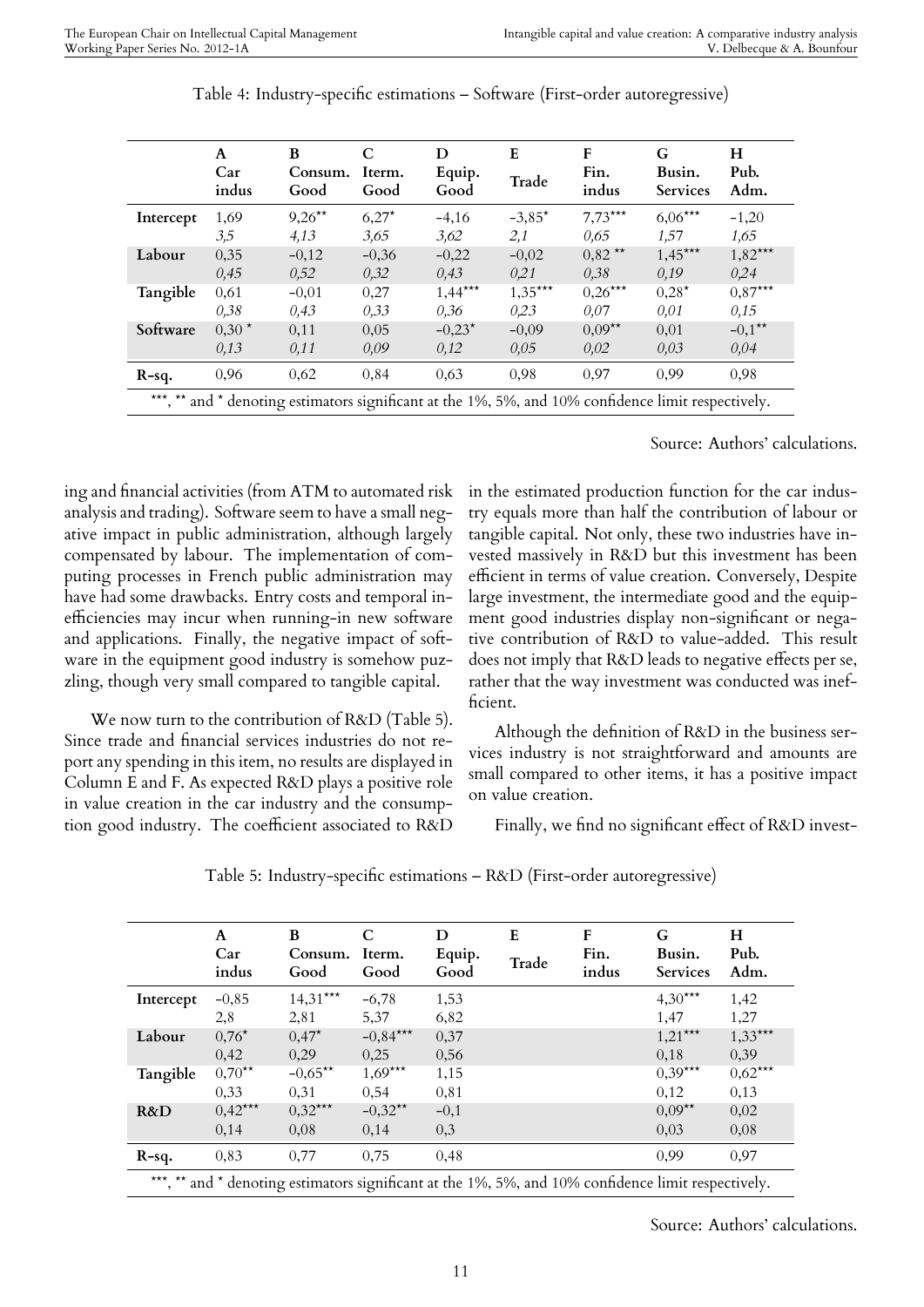Table 4: Industry-specific estimations – Software (First-order autoregressive)

| | A<br>Car<br>indus | B<br>Consum.<br>Good | C<br>Iterm.<br>Good | D<br>Equip.<br>Good | E<br>Trade | F<br>Fin.<br>indus | G<br>Busin.<br>Services | H<br>Pub.<br>Adm. |
|---|---|---|---|---|---|---|---|---|
| **Intercept** | 1,69 | 9,26** | 6,27* | -4,16 | -3,85* | 7,73*** | 6,06*** | -1,20 |
| | *3,5* | *4,13* | *3,65* | *3,62* | *2,1* | *0,65* | *1,57* | *1,65* |
| **Labour** | 0,35 | -0,12 | -0,36 | -0,22 | -0,02 | 0,82 ** | 1,45*** | 1,82*** |
| | *0,45* | *0,52* | *0,32* | *0,43* | *0,21* | *0,38* | *0,19* | *0,24* |
| **Tangible** | 0,61 | -0,01 | 0,27 | 1,44*** | 1,35*** | 0,26*** | 0,28* | 0,87*** |
| | *0,38* | *0,43* | *0,33* | *0,36* | *0,23* | *0,07* | *0,01* | *0,15* |
| **Software** | 0,30 * | 0,11 | 0,05 | -0,23* | -0,09 | 0,09** | 0,01 | -0,1** |
| | *0,13* | *0,11* | *0,09* | *0,12* | *0,05* | *0,02* | *0,03* | *0,04* |
| **R-sq.** | 0,96 | 0,62 | 0,84 | 0,63 | 0,98 | 0,97 | 0,99 | 0,98 |

***, ** and * denoting estimators significant at the 1%, 5%, and 10% confidence limit respectively.

Source: Authors' calculations.

ing and financial activities (from ATM to automated risk analysis and trading). Software seem to have a small negative impact in public administration, although largely compensated by labour. The implementation of computing processes in French public administration may have had some drawbacks. Entry costs and temporal inefficiencies may incur when running-in new software and applications. Finally, the negative impact of software in the equipment good industry is somehow puzzling, though very small compared to tangible capital.

We now turn to the contribution of R&D (Table 5). Since trade and financial services industries do not report any spending in this item, no results are displayed in Column E and F. As expected R&D plays a positive role in value creation in the car industry and the consumption good industry. The coefficient associated to R&D in the estimated production function for the car industry equals more than half the contribution of labour or tangible capital. Not only, these two industries have invested massively in R&D but this investment has been efficient in terms of value creation. Conversely, Despite large investment, the intermediate good and the equipment good industries display non-significant or negative contribution of R&D to value-added. This result does not imply that R&D leads to negative effects per se, rather that the way investment was conducted was inefficient.

Although the definition of R&D in the business services industry is not straightforward and amounts are small compared to other items, it has a positive impact on value creation.

Finally, we find no significant effect of R&D invest-

Table 5: Industry-specific estimations – R&D (First-order autoregressive)

| | A<br>Car<br>indus | B<br>Consum.<br>Good | C<br>Iterm.<br>Good | D<br>Equip.<br>Good | E<br>Trade | F<br>Fin.<br>indus | G<br>Busin.<br>Services | H<br>Pub.<br>Adm. |
|---|---|---|---|---|---|---|---|---|
| **Intercept** | -0,85 | 14,31*** | -6,78 | 1,53 | | | 4,30*** | 1,42 |
| | 2,8 | 2,81 | 5,37 | 6,82 | | | 1,47 | 1,27 |
| **Labour** | 0,76* | 0,47* | -0,84*** | 0,37 | | | 1,21*** | 1,33*** |
| | 0,42 | 0,29 | 0,25 | 0,56 | | | 0,18 | 0,39 |
| **Tangible** | 0,70** | -0,65** | 1,69*** | 1,15 | | | 0,39*** | 0,62*** |
| | 0,33 | 0,31 | 0,54 | 0,81 | | | 0,12 | 0,13 |
| **R&D** | 0,42*** | 0,32*** | -0,32** | -0,1 | | | 0,09** | 0,02 |
| | 0,14 | 0,08 | 0,14 | 0,3 | | | 0,03 | 0,08 |
| **R-sq.** | 0,83 | 0,77 | 0,75 | 0,48 | | | 0,99 | 0,97 |

***, ** and * denoting estimators significant at the 1%, 5%, and 10% confidence limit respectively.

Source: Authors' calculations.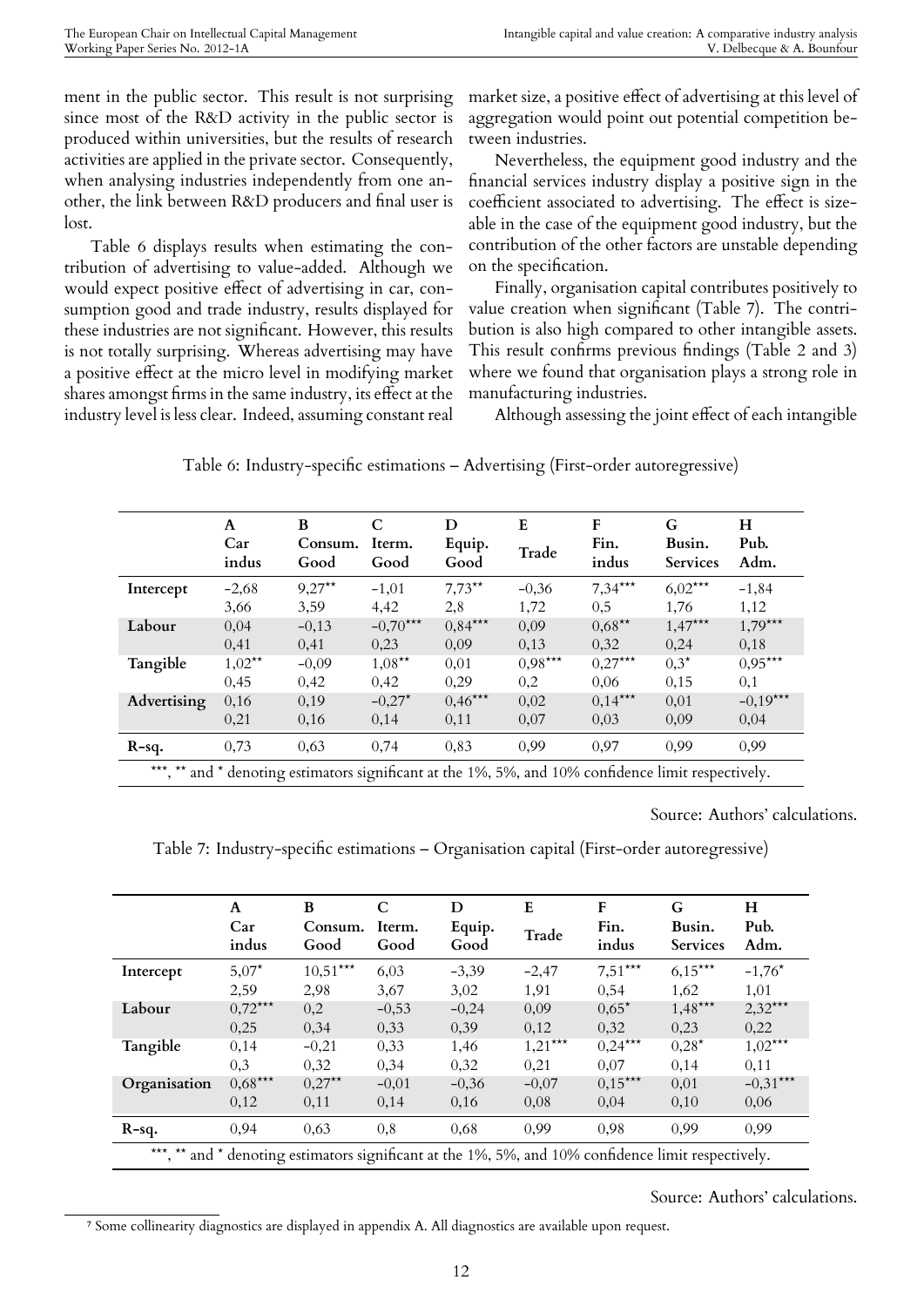ment in the public sector. This result is not surprising since most of the R&D activity in the public sector is produced within universities, but the results of research activities are applied in the private sector. Consequently, when analysing industries independently from one another, the link between R&D producers and final user is lost.

Table 6 displays results when estimating the contribution of advertising to value-added. Although we would expect positive effect of advertising in car, consumption good and trade industry, results displayed for these industries are not significant. However, this results is not totally surprising. Whereas advertising may have a positive effect at the micro level in modifying market shares amongst firms in the same industry, its effect at the industry level is less clear. Indeed, assuming constant real market size, a positive effect of advertising at this level of aggregation would point out potential competition between industries.

Nevertheless, the equipment good industry and the financial services industry display a positive sign in the coefficient associated to advertising. The effect is sizeable in the case of the equipment good industry, but the contribution of the other factors are unstable depending on the specification.

Finally, organisation capital contributes positively to value creation when significant (Table 7). The contribution is also high compared to other intangible assets. This result confirms previous findings (Table 2 and 3) where we found that organisation plays a strong role in manufacturing industries.

Although assessing the joint effect of each intangible

Table 6: Industry-specific estimations – Advertising (First-order autoregressive)

| | A Car indus | B Consum. Good | C Iterm. Good | D Equip. Good | E Trade | F Fin. indus | G Busin. Services | H Pub. Adm. |
|---|---|---|---|---|---|---|---|---|
| **Intercept** | -2,68 | 9,27** | -1,01 | 7,73** | -0,36 | 7,34*** | 6,02*** | -1,84 |
| | 3,66 | 3,59 | 4,42 | 2,8 | 1,72 | 0,5 | 1,76 | 1,12 |
| **Labour** | 0,04 | -0,13 | -0,70*** | 0,84*** | 0,09 | 0,68** | 1,47*** | 1,79*** |
| | 0,41 | 0,41 | 0,23 | 0,09 | 0,13 | 0,32 | 0,24 | 0,18 |
| **Tangible** | 1,02** | -0,09 | 1,08** | 0,01 | 0,98*** | 0,27*** | 0,3* | 0,95*** |
| | 0,45 | 0,42 | 0,42 | 0,29 | 0,2 | 0,06 | 0,15 | 0,1 |
| **Advertising** | 0,16 | 0,19 | -0,27* | 0,46*** | 0,02 | 0,14*** | 0,01 | -0,19*** |
| | 0,21 | 0,16 | 0,14 | 0,11 | 0,07 | 0,03 | 0,09 | 0,04 |
| **R-sq.** | 0,73 | 0,63 | 0,74 | 0,83 | 0,99 | 0,97 | 0,99 | 0,99 |

***, ** and * denoting estimators significant at the 1%, 5%, and 10% confidence limit respectively.

Source: Authors' calculations.

Table 7: Industry-specific estimations – Organisation capital (First-order autoregressive)

| | A Car indus | B Consum. Good | C Iterm. Good | D Equip. Good | E Trade | F Fin. indus | G Busin. Services | H Pub. Adm. |
|---|---|---|---|---|---|---|---|---|
| **Intercept** | 5,07* | 10,51*** | 6,03 | -3,39 | -2,47 | 7,51*** | 6,15*** | -1,76* |
| | 2,59 | 2,98 | 3,67 | 3,02 | 1,91 | 0,54 | 1,62 | 1,01 |
| **Labour** | 0,72*** | 0,2 | -0,53 | -0,24 | 0,09 | 0,65* | 1,48*** | 2,32*** |
| | 0,25 | 0,34 | 0,33 | 0,39 | 0,12 | 0,32 | 0,23 | 0,22 |
| **Tangible** | 0,14 | -0,21 | 0,33 | 1,46 | 1,21*** | 0,24*** | 0,28* | 1,02*** |
| | 0,3 | 0,32 | 0,34 | 0,32 | 0,21 | 0,07 | 0,14 | 0,11 |
| **Organisation** | 0,68*** | 0,27** | -0,01 | -0,36 | -0,07 | 0,15*** | 0,01 | -0,31*** |
| | 0,12 | 0,11 | 0,14 | 0,16 | 0,08 | 0,04 | 0,10 | 0,06 |
| **R-sq.** | 0,94 | 0,63 | 0,8 | 0,68 | 0,99 | 0,98 | 0,99 | 0,99 |

***, ** and * denoting estimators significant at the 1%, 5%, and 10% confidence limit respectively.

Source: Authors' calculations.

[7] Some collinearity diagnostics are displayed in appendix A. All diagnostics are available upon request.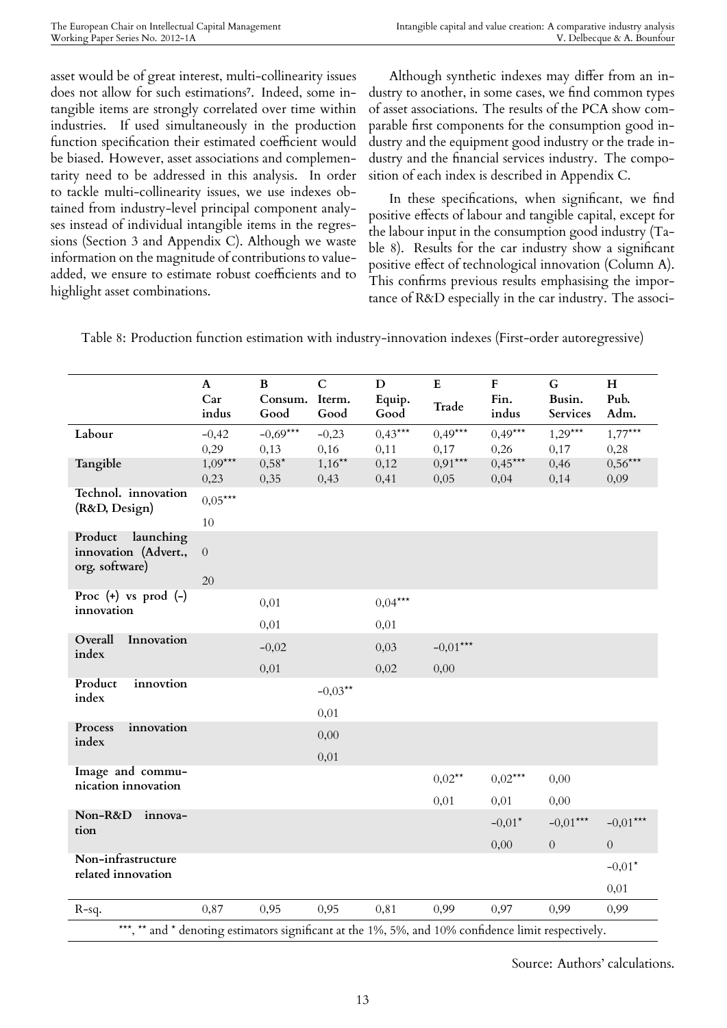asset would be of great interest, multi-collinearity issues does not allow for such estimations[7]. Indeed, some intangible items are strongly correlated over time within industries. If used simultaneously in the production function specification their estimated coefficient would be biased. However, asset associations and complementarity need to be addressed in this analysis. In order to tackle multi-collinearity issues, we use indexes obtained from industry-level principal component analyses instead of individual intangible items in the regressions (Section 3 and Appendix C). Although we waste information on the magnitude of contributions to value-added, we ensure to estimate robust coefficients and to highlight asset combinations.

Although synthetic indexes may differ from an industry to another, in some cases, we find common types of asset associations. The results of the PCA show comparable first components for the consumption good industry and the equipment good industry or the trade industry and the financial services industry. The composition of each index is described in Appendix C.

In these specifications, when significant, we find positive effects of labour and tangible capital, except for the labour input in the consumption good industry (Table 8). Results for the car industry show a significant positive effect of technological innovation (Column A). This confirms previous results emphasising the importance of R&D especially in the car industry. The associ-

Table 8: Production function estimation with industry-innovation indexes (First-order autoregressive)

| | A Car indus | B Consum. Good | C Iterm. Good | D Equip. Good | E Trade | F Fin. indus | G Busin. Services | H Pub. Adm. |
|---|---|---|---|---|---|---|---|---|
| **Labour** | -0,42 | -0,69*** | -0,23 | 0,43*** | 0,49*** | 0,49*** | 1,29*** | 1,77*** |
| | 0,29 | 0,13 | 0,16 | 0,11 | 0,17 | 0,26 | 0,17 | 0,28 |
| **Tangible** | 1,09*** | 0,58* | 1,16** | 0,12 | 0,91*** | 0,45*** | 0,46 | 0,56*** |
| | 0,23 | 0,35 | 0,43 | 0,41 | 0,05 | 0,04 | 0,14 | 0,09 |
| **Technol. innovation (R&D, Design)** | 0,05*** | | | | | | | |
| | 10 | | | | | | | |
| **Product launching innovation (Advert., org. software)** | 0 | | | | | | | |
| | 20 | | | | | | | |
| **Proc (+) vs prod (-) innovation** | | 0,01 | | 0,04*** | | | | |
| | | 0,01 | | 0,01 | | | | |
| **Overall Innovation index** | | -0,02 | | 0,03 | -0,01*** | | | |
| | | 0,01 | | 0,02 | 0,00 | | | |
| **Product innovtion index** | | | -0,03** | | | | | |
| | | | 0,01 | | | | | |
| **Process innovation index** | | | 0,00 | | | | | |
| | | | 0,01 | | | | | |
| **Image and communication innovation** | | | | | 0,02** | 0,02*** | 0,00 | |
| | | | | | 0,01 | 0,01 | 0,00 | |
| **Non-R&D innovation** | | | | | | -0,01* | -0,01*** | -0,01*** |
| | | | | | | 0,00 | 0 | 0 |
| **Non-infrastructure related innovation** | | | | | | | | -0,01* |
| | | | | | | | | 0,01 |
| R-sq. | 0,87 | 0,95 | 0,95 | 0,81 | 0,99 | 0,97 | 0,99 | 0,99 |

***, ** and * denoting estimators significant at the 1%, 5%, and 10% confidence limit respectively.

Source: Authors' calculations.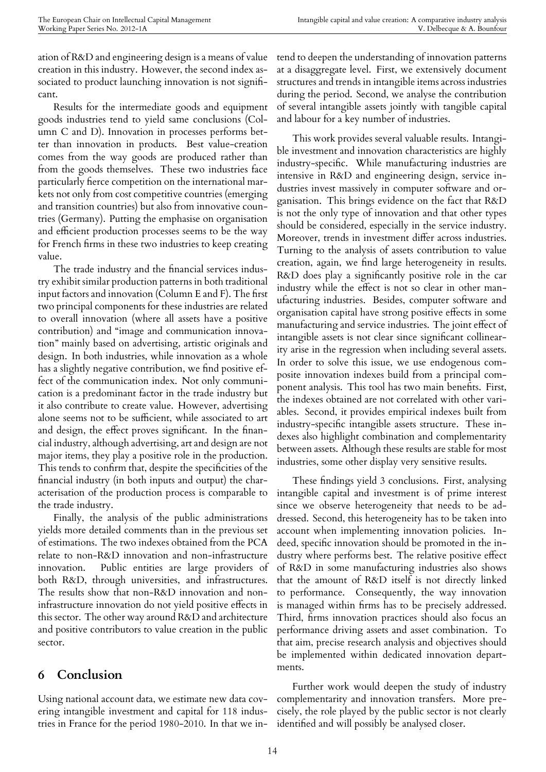ation of R&D and engineering design is a means of value creation in this industry. However, the second index associated to product launching innovation is not significant.

Results for the intermediate goods and equipment goods industries tend to yield same conclusions (Column C and D). Innovation in processes performs better than innovation in products. Best value-creation comes from the way goods are produced rather than from the goods themselves. These two industries face particularly fierce competition on the international markets not only from cost competitive countries (emerging and transition countries) but also from innovative countries (Germany). Putting the emphasise on organisation and efficient production processes seems to be the way for French firms in these two industries to keep creating value.

The trade industry and the financial services industry exhibit similar production patterns in both traditional input factors and innovation (Column E and F). The first two principal components for these industries are related to overall innovation (where all assets have a positive contribution) and "image and communication innovation" mainly based on advertising, artistic originals and design. In both industries, while innovation as a whole has a slightly negative contribution, we find positive effect of the communication index. Not only communication is a predominant factor in the trade industry but it also contribute to create value. However, advertising alone seems not to be sufficient, while associated to art and design, the effect proves significant. In the financial industry, although advertising, art and design are not major items, they play a positive role in the production. This tends to confirm that, despite the specificities of the financial industry (in both inputs and output) the characterisation of the production process is comparable to the trade industry.

Finally, the analysis of the public administrations yields more detailed comments than in the previous set of estimations. The two indexes obtained from the PCA relate to non-R&D innovation and non-infrastructure innovation. Public entities are large providers of both R&D, through universities, and infrastructures. The results show that non-R&D innovation and non-infrastructure innovation do not yield positive effects in this sector. The other way around R&D and architecture and positive contributors to value creation in the public sector.

## 6 Conclusion

Using national account data, we estimate new data covering intangible investment and capital for 118 industries in France for the period 1980-2010. In that we intend to deepen the understanding of innovation patterns at a disaggregate level. First, we extensively document structures and trends in intangible items across industries during the period. Second, we analyse the contribution of several intangible assets jointly with tangible capital and labour for a key number of industries.

This work provides several valuable results. Intangible investment and innovation characteristics are highly industry-specific. While manufacturing industries are intensive in R&D and engineering design, service industries invest massively in computer software and organisation. This brings evidence on the fact that R&D is not the only type of innovation and that other types should be considered, especially in the service industry. Moreover, trends in investment differ across industries. Turning to the analysis of assets contribution to value creation, again, we find large heterogeneity in results. R&D does play a significantly positive role in the car industry while the effect is not so clear in other manufacturing industries. Besides, computer software and organisation capital have strong positive effects in some manufacturing and service industries. The joint effect of intangible assets is not clear since significant collinearity arise in the regression when including several assets. In order to solve this issue, we use endogenous composite innovation indexes build from a principal component analysis. This tool has two main benefits. First, the indexes obtained are not correlated with other variables. Second, it provides empirical indexes built from industry-specific intangible assets structure. These indexes also highlight combination and complementarity between assets. Although these results are stable for most industries, some other display very sensitive results.

These findings yield 3 conclusions. First, analysing intangible capital and investment is of prime interest since we observe heterogeneity that needs to be addressed. Second, this heterogeneity has to be taken into account when implementing innovation policies. Indeed, specific innovation should be promoted in the industry where performs best. The relative positive effect of R&D in some manufacturing industries also shows that the amount of R&D itself is not directly linked to performance. Consequently, the way innovation is managed within firms has to be precisely addressed. Third, firms innovation practices should also focus an performance driving assets and asset combination. To that aim, precise research analysis and objectives should be implemented within dedicated innovation departments.

Further work would deepen the study of industry complementarity and innovation transfers. More precisely, the role played by the public sector is not clearly identified and will possibly be analysed closer.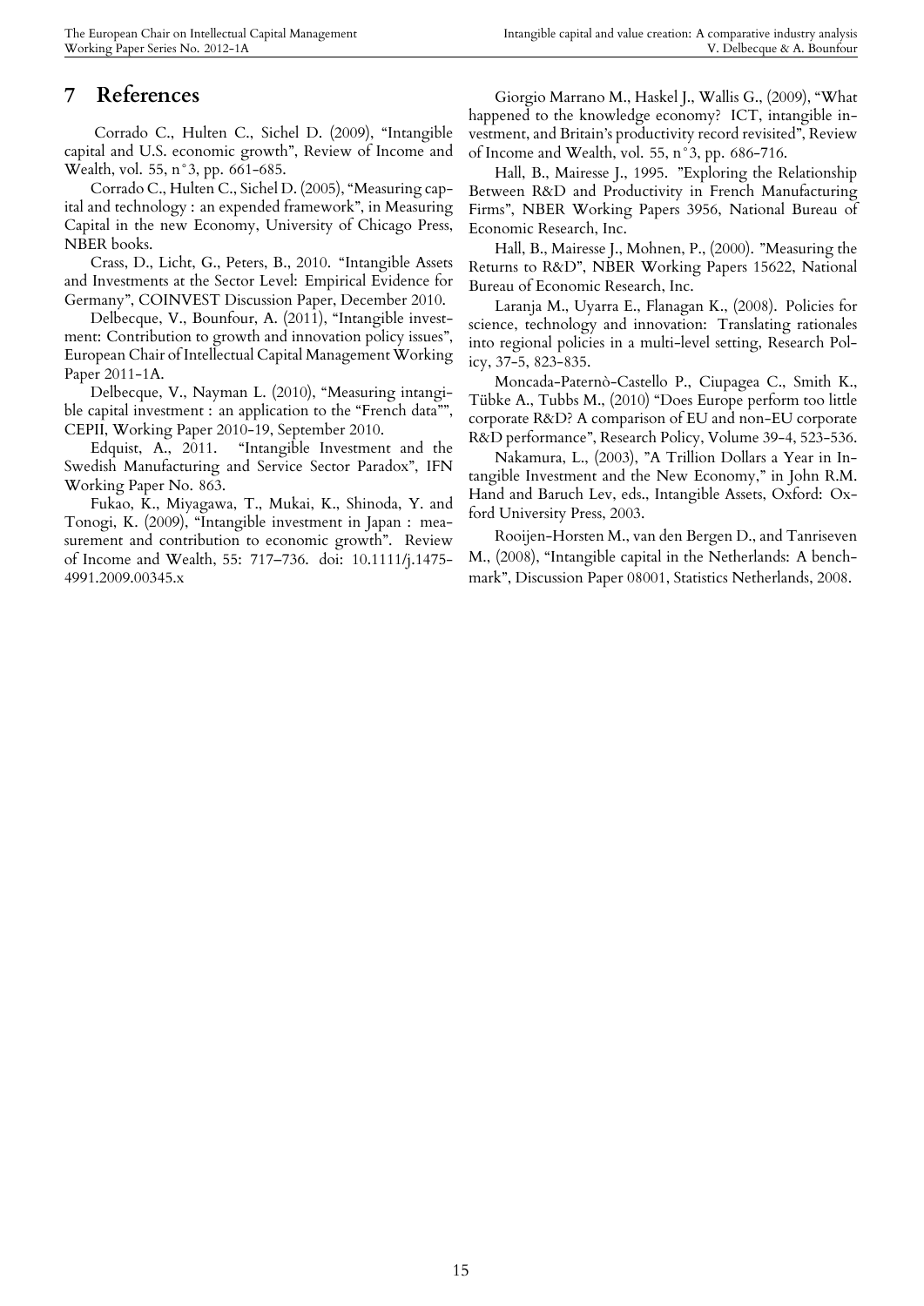## 7 References

Corrado C., Hulten C., Sichel D. (2009), "Intangible capital and U.S. economic growth", Review of Income and Wealth, vol. 55, n°3, pp. 661-685.

Corrado C., Hulten C., Sichel D. (2005), "Measuring capital and technology : an expended framework", in Measuring Capital in the new Economy, University of Chicago Press, NBER books.

Crass, D., Licht, G., Peters, B., 2010. "Intangible Assets and Investments at the Sector Level: Empirical Evidence for Germany", COINVEST Discussion Paper, December 2010.

Delbecque, V., Bounfour, A. (2011), "Intangible investment: Contribution to growth and innovation policy issues", European Chair of Intellectual Capital Management Working Paper 2011-1A.

Delbecque, V., Nayman L. (2010), "Measuring intangible capital investment : an application to the "French data"", CEPII, Working Paper 2010-19, September 2010.

Edquist, A., 2011. "Intangible Investment and the Swedish Manufacturing and Service Sector Paradox", IFN Working Paper No. 863.

Fukao, K., Miyagawa, T., Mukai, K., Shinoda, Y. and Tonogi, K. (2009), "Intangible investment in Japan : measurement and contribution to economic growth". Review of Income and Wealth, 55: 717–736. doi: 10.1111/j.1475-4991.2009.00345.x

Giorgio Marrano M., Haskel J., Wallis G., (2009), "What happened to the knowledge economy? ICT, intangible investment, and Britain's productivity record revisited", Review of Income and Wealth, vol. 55, n°3, pp. 686-716.

Hall, B., Mairesse J., 1995. "Exploring the Relationship Between R&D and Productivity in French Manufacturing Firms", NBER Working Papers 3956, National Bureau of Economic Research, Inc.

Hall, B., Mairesse J., Mohnen, P., (2000). "Measuring the Returns to R&D", NBER Working Papers 15622, National Bureau of Economic Research, Inc.

Laranja M., Uyarra E., Flanagan K., (2008). Policies for science, technology and innovation: Translating rationales into regional policies in a multi-level setting, Research Policy, 37-5, 823-835.

Moncada-Paternò-Castello P., Ciupagea C., Smith K., Tübke A., Tubbs M., (2010) "Does Europe perform too little corporate R&D? A comparison of EU and non-EU corporate R&D performance", Research Policy, Volume 39-4, 523-536.

Nakamura, L., (2003), "A Trillion Dollars a Year in Intangible Investment and the New Economy," in John R.M. Hand and Baruch Lev, eds., Intangible Assets, Oxford: Oxford University Press, 2003.

Rooijen-Horsten M., van den Bergen D., and Tanriseven M., (2008), "Intangible capital in the Netherlands: A benchmark", Discussion Paper 08001, Statistics Netherlands, 2008.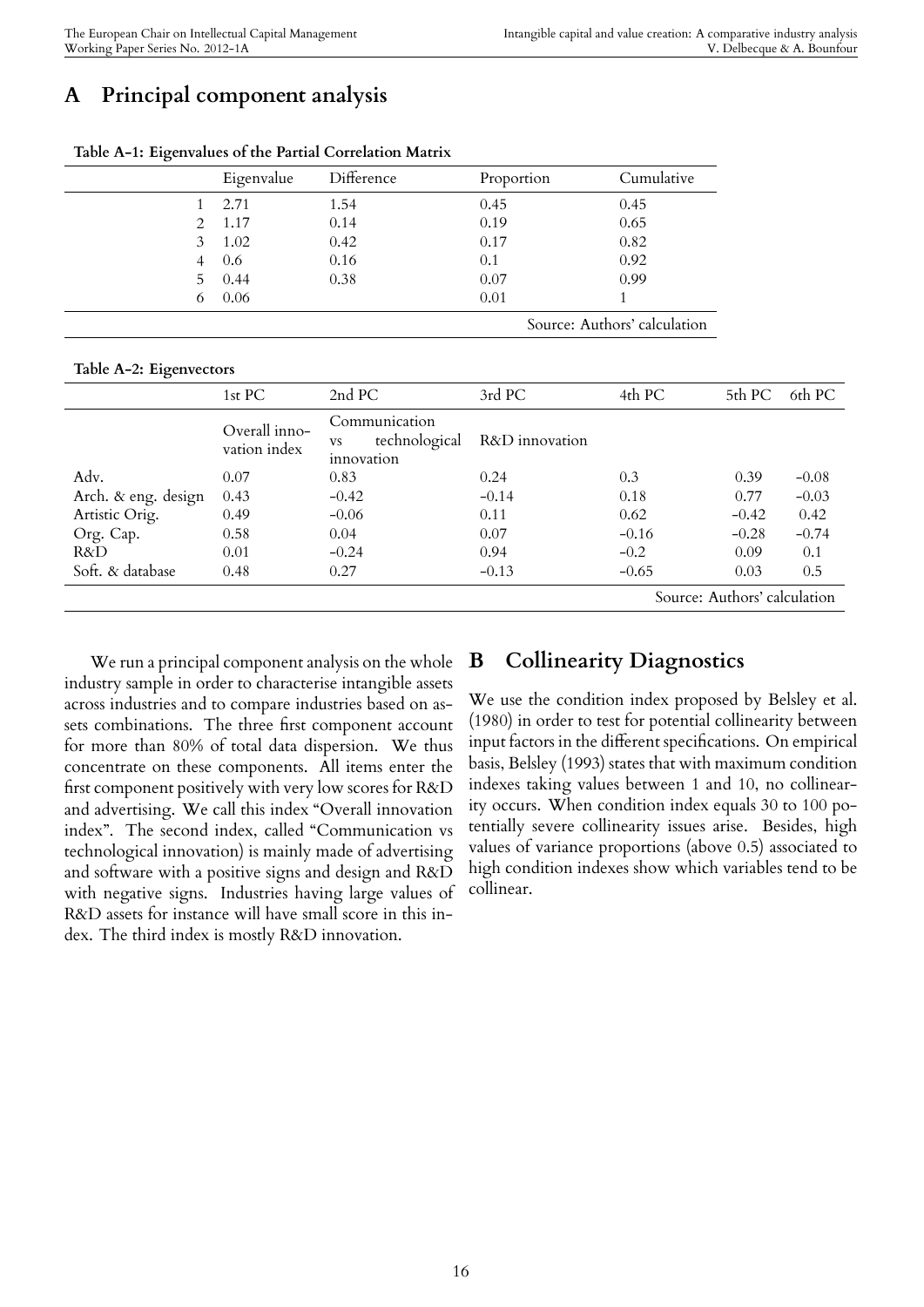# A Principal component analysis

**Table A-1: Eigenvalues of the Partial Correlation Matrix**

| | Eigenvalue | Difference | Proportion | Cumulative |
|---|---|---|---|---|
| 1 | 2.71 | 1.54 | 0.45 | 0.45 |
| 2 | 1.17 | 0.14 | 0.19 | 0.65 |
| 3 | 1.02 | 0.42 | 0.17 | 0.82 |
| 4 | 0.6 | 0.16 | 0.1 | 0.92 |
| 5 | 0.44 | 0.38 | 0.07 | 0.99 |
| 6 | 0.06 | | 0.01 | 1 |

Source: Authors' calculation

**Table A-2: Eigenvectors**

| | 1st PC | 2nd PC | 3rd PC | 4th PC | 5th PC | 6th PC |
|---|---|---|---|---|---|---|
| | Overall innovation index | Communication vs technological innovation | R&D innovation | | | |
| Adv. | 0.07 | 0.83 | 0.24 | 0.3 | 0.39 | −0.08 |
| Arch. & eng. design | 0.43 | −0.42 | −0.14 | 0.18 | 0.77 | −0.03 |
| Artistic Orig. | 0.49 | −0.06 | 0.11 | 0.62 | −0.42 | 0.42 |
| Org. Cap. | 0.58 | 0.04 | 0.07 | −0.16 | −0.28 | −0.74 |
| R&D | 0.01 | −0.24 | 0.94 | −0.2 | 0.09 | 0.1 |
| Soft. & database | 0.48 | 0.27 | −0.13 | −0.65 | 0.03 | 0.5 |

Source: Authors' calculation

We run a principal component analysis on the whole industry sample in order to characterise intangible assets across industries and to compare industries based on assets combinations. The three first component account for more than 80% of total data dispersion. We thus concentrate on these components. All items enter the first component positively with very low scores for R&D and advertising. We call this index "Overall innovation index". The second index, called "Communication vs technological innovation) is mainly made of advertising and software with a positive signs and design and R&D with negative signs. Industries having large values of R&D assets for instance will have small score in this index. The third index is mostly R&D innovation.

# B Collinearity Diagnostics

We use the condition index proposed by Belsley et al. (1980) in order to test for potential collinearity between input factors in the different specifications. On empirical basis, Belsley (1993) states that with maximum condition indexes taking values between 1 and 10, no collinearity occurs. When condition index equals 30 to 100 potentially severe collinearity issues arise. Besides, high values of variance proportions (above 0.5) associated to high condition indexes show which variables tend to be collinear.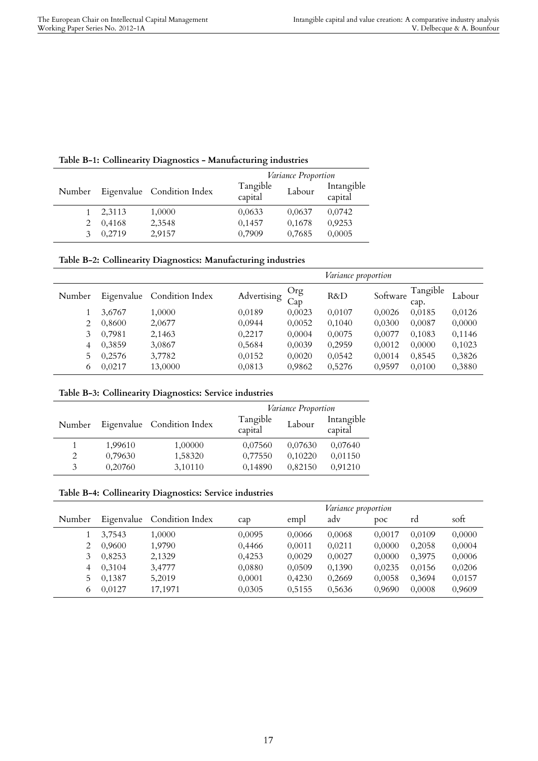**Table B-1: Collinearity Diagnostics - Manufacturing industries**

| Number | Eigenvalue | Condition Index | *Variance Proportion* | | |
|---|---|---|---|---|---|
| | | | Tangible capital | Labour | Intangible capital |
| 1 | 2,3113 | 1,0000 | 0,0633 | 0,0637 | 0,0742 |
| 2 | 0,4168 | 2,3548 | 0,1457 | 0,1678 | 0,9253 |
| 3 | 0,2719 | 2,9157 | 0,7909 | 0,7685 | 0,0005 |

**Table B-2: Collinearity Diagnostics: Manufacturing industries**

| Number | Eigenvalue | Condition Index | *Variance proportion* | | | | | |
|---|---|---|---|---|---|---|---|---|
| | | | Advertising | Org Cap | R&D | Software | Tangible cap. | Labour |
| 1 | 3,6767 | 1,0000 | 0,0189 | 0,0023 | 0,0107 | 0,0026 | 0,0185 | 0,0126 |
| 2 | 0,8600 | 2,0677 | 0,0944 | 0,0052 | 0,1040 | 0,0300 | 0,0087 | 0,0000 |
| 3 | 0,7981 | 2,1463 | 0,2217 | 0,0004 | 0,0075 | 0,0077 | 0,1083 | 0,1146 |
| 4 | 0,3859 | 3,0867 | 0,5684 | 0,0039 | 0,2959 | 0,0012 | 0,0000 | 0,1023 |
| 5 | 0,2576 | 3,7782 | 0,0152 | 0,0020 | 0,0542 | 0,0014 | 0,8545 | 0,3826 |
| 6 | 0,0217 | 13,0000 | 0,0813 | 0,9862 | 0,5276 | 0,9597 | 0,0100 | 0,3880 |

**Table B-3: Collinearity Diagnostics: Service industries**

| Number | Eigenvalue | Condition Index | *Variance Proportion* | | |
|---|---|---|---|---|---|
| | | | Tangible capital | Labour | Intangible capital |
| 1 | 1,99610 | 1,00000 | 0,07560 | 0,07630 | 0,07640 |
| 2 | 0,79630 | 1,58320 | 0,77550 | 0,10220 | 0,01150 |
| 3 | 0,20760 | 3,10110 | 0,14890 | 0,82150 | 0,91210 |

**Table B-4: Collinearity Diagnostics: Service industries**

| Number | Eigenvalue | Condition Index | *Variance proportion* | | | | | |
|---|---|---|---|---|---|---|---|---|
| | | | cap | empl | adv | poc | rd | soft |
| 1 | 3,7543 | 1,0000 | 0,0095 | 0,0066 | 0,0068 | 0,0017 | 0,0109 | 0,0000 |
| 2 | 0,9600 | 1,9790 | 0,4466 | 0,0011 | 0,0211 | 0,0000 | 0,2058 | 0,0004 |
| 3 | 0,8253 | 2,1329 | 0,4253 | 0,0029 | 0,0027 | 0,0000 | 0,3975 | 0,0006 |
| 4 | 0,3104 | 3,4777 | 0,0880 | 0,0509 | 0,1390 | 0,0235 | 0,0156 | 0,0206 |
| 5 | 0,1387 | 5,2019 | 0,0001 | 0,4230 | 0,2669 | 0,0058 | 0,3694 | 0,0157 |
| 6 | 0,0127 | 17,1971 | 0,0305 | 0,5155 | 0,5636 | 0,9690 | 0,0008 | 0,9609 |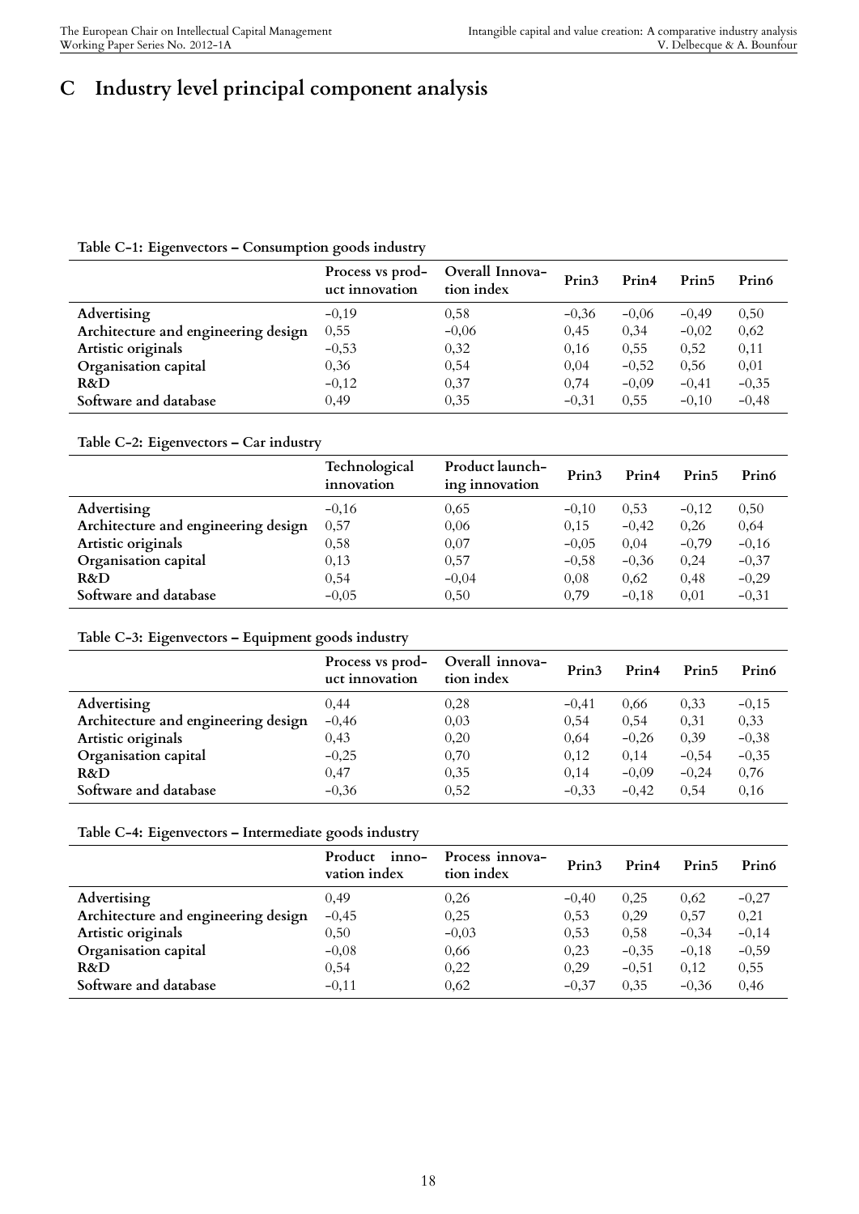# C Industry level principal component analysis

**Table C-1: Eigenvectors – Consumption goods industry**

| | Process vs product innovation | Overall Innovation index | Prin3 | Prin4 | Prin5 | Prin6 |
|---|---|---|---|---|---|---|
| Advertising | −0,19 | 0,58 | −0,36 | −0,06 | −0,49 | 0,50 |
| Architecture and engineering design | 0,55 | −0,06 | 0,45 | 0,34 | −0,02 | 0,62 |
| Artistic originals | −0,53 | 0,32 | 0,16 | 0,55 | 0,52 | 0,11 |
| Organisation capital | 0,36 | 0,54 | 0,04 | −0,52 | 0,56 | 0,01 |
| R&D | −0,12 | 0,37 | 0,74 | −0,09 | −0,41 | −0,35 |
| Software and database | 0,49 | 0,35 | −0,31 | 0,55 | −0,10 | −0,48 |

**Table C-2: Eigenvectors – Car industry**

| | Technological innovation | Product launching innovation | Prin3 | Prin4 | Prin5 | Prin6 |
|---|---|---|---|---|---|---|
| Advertising | −0,16 | 0,65 | −0,10 | 0,53 | −0,12 | 0,50 |
| Architecture and engineering design | 0,57 | 0,06 | 0,15 | −0,42 | 0,26 | 0,64 |
| Artistic originals | 0,58 | 0,07 | −0,05 | 0,04 | −0,79 | −0,16 |
| Organisation capital | 0,13 | 0,57 | −0,58 | −0,36 | 0,24 | −0,37 |
| R&D | 0,54 | −0,04 | 0,08 | 0,62 | 0,48 | −0,29 |
| Software and database | −0,05 | 0,50 | 0,79 | −0,18 | 0,01 | −0,31 |

**Table C-3: Eigenvectors – Equipment goods industry**

| | Process vs product innovation | Overall innovation index | Prin3 | Prin4 | Prin5 | Prin6 |
|---|---|---|---|---|---|---|
| Advertising | 0,44 | 0,28 | −0,41 | 0,66 | 0,33 | −0,15 |
| Architecture and engineering design | −0,46 | 0,03 | 0,54 | 0,54 | 0,31 | 0,33 |
| Artistic originals | 0,43 | 0,20 | 0,64 | −0,26 | 0,39 | −0,38 |
| Organisation capital | −0,25 | 0,70 | 0,12 | 0,14 | −0,54 | −0,35 |
| R&D | 0,47 | 0,35 | 0,14 | −0,09 | −0,24 | 0,76 |
| Software and database | −0,36 | 0,52 | −0,33 | −0,42 | 0,54 | 0,16 |

**Table C-4: Eigenvectors – Intermediate goods industry**

| | Product innovation index | Process innovation index | Prin3 | Prin4 | Prin5 | Prin6 |
|---|---|---|---|---|---|---|
| Advertising | 0,49 | 0,26 | −0,40 | 0,25 | 0,62 | −0,27 |
| Architecture and engineering design | −0,45 | 0,25 | 0,53 | 0,29 | 0,57 | 0,21 |
| Artistic originals | 0,50 | −0,03 | 0,53 | 0,58 | −0,34 | −0,14 |
| Organisation capital | −0,08 | 0,66 | 0,23 | −0,35 | −0,18 | −0,59 |
| R&D | 0,54 | 0,22 | 0,29 | −0,51 | 0,12 | 0,55 |
| Software and database | −0,11 | 0,62 | −0,37 | 0,35 | −0,36 | 0,46 |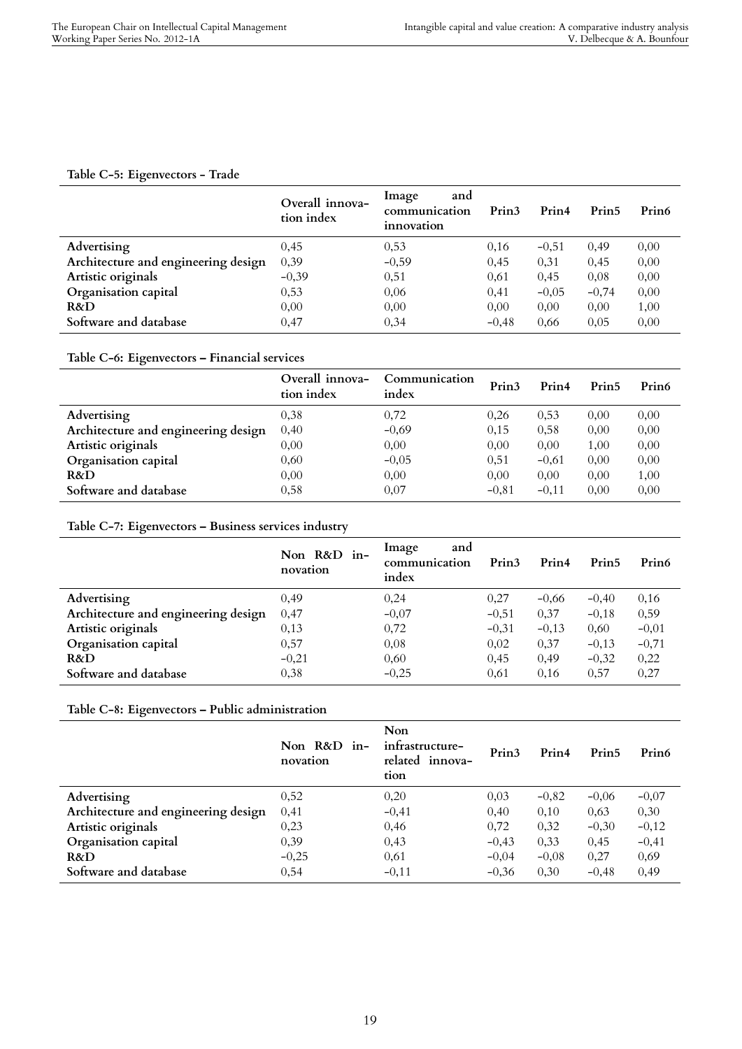**Table C-5: Eigenvectors - Trade**

| | Overall innovation index | Image and communication innovation | Prin3 | Prin4 | Prin5 | Prin6 |
|---|---|---|---|---|---|---|
| **Advertising** | 0,45 | 0,53 | 0,16 | −0,51 | 0,49 | 0,00 |
| **Architecture and engineering design** | 0,39 | −0,59 | 0,45 | 0,31 | 0,45 | 0,00 |
| **Artistic originals** | −0,39 | 0,51 | 0,61 | 0,45 | 0,08 | 0,00 |
| **Organisation capital** | 0,53 | 0,06 | 0,41 | −0,05 | −0,74 | 0,00 |
| **R&D** | 0,00 | 0,00 | 0,00 | 0,00 | 0,00 | 1,00 |
| **Software and database** | 0,47 | 0,34 | −0,48 | 0,66 | 0,05 | 0,00 |

**Table C-6: Eigenvectors – Financial services**

| | Overall innovation index | Communication index | Prin3 | Prin4 | Prin5 | Prin6 |
|---|---|---|---|---|---|---|
| **Advertising** | 0,38 | 0,72 | 0,26 | 0,53 | 0,00 | 0,00 |
| **Architecture and engineering design** | 0,40 | −0,69 | 0,15 | 0,58 | 0,00 | 0,00 |
| **Artistic originals** | 0,00 | 0,00 | 0,00 | 0,00 | 1,00 | 0,00 |
| **Organisation capital** | 0,60 | −0,05 | 0,51 | −0,61 | 0,00 | 0,00 |
| **R&D** | 0,00 | 0,00 | 0,00 | 0,00 | 0,00 | 1,00 |
| **Software and database** | 0,58 | 0,07 | −0,81 | −0,11 | 0,00 | 0,00 |

**Table C-7: Eigenvectors – Business services industry**

| | Non R&D innovation | Image and communication index | Prin3 | Prin4 | Prin5 | Prin6 |
|---|---|---|---|---|---|---|
| **Advertising** | 0,49 | 0,24 | 0,27 | −0,66 | −0,40 | 0,16 |
| **Architecture and engineering design** | 0,47 | −0,07 | −0,51 | 0,37 | −0,18 | 0,59 |
| **Artistic originals** | 0,13 | 0,72 | −0,31 | −0,13 | 0,60 | −0,01 |
| **Organisation capital** | 0,57 | 0,08 | 0,02 | 0,37 | −0,13 | −0,71 |
| **R&D** | −0,21 | 0,60 | 0,45 | 0,49 | −0,32 | 0,22 |
| **Software and database** | 0,38 | −0,25 | 0,61 | 0,16 | 0,57 | 0,27 |

**Table C-8: Eigenvectors – Public administration**

| | Non R&D innovation | Non infrastructure-related innovation | Prin3 | Prin4 | Prin5 | Prin6 |
|---|---|---|---|---|---|---|
| **Advertising** | 0,52 | 0,20 | 0,03 | −0,82 | −0,06 | −0,07 |
| **Architecture and engineering design** | 0,41 | −0,41 | 0,40 | 0,10 | 0,63 | 0,30 |
| **Artistic originals** | 0,23 | 0,46 | 0,72 | 0,32 | −0,30 | −0,12 |
| **Organisation capital** | 0,39 | 0,43 | −0,43 | 0,33 | 0,45 | −0,41 |
| **R&D** | −0,25 | 0,61 | −0,04 | −0,08 | 0,27 | 0,69 |
| **Software and database** | 0,54 | −0,11 | −0,36 | 0,30 | −0,48 | 0,49 |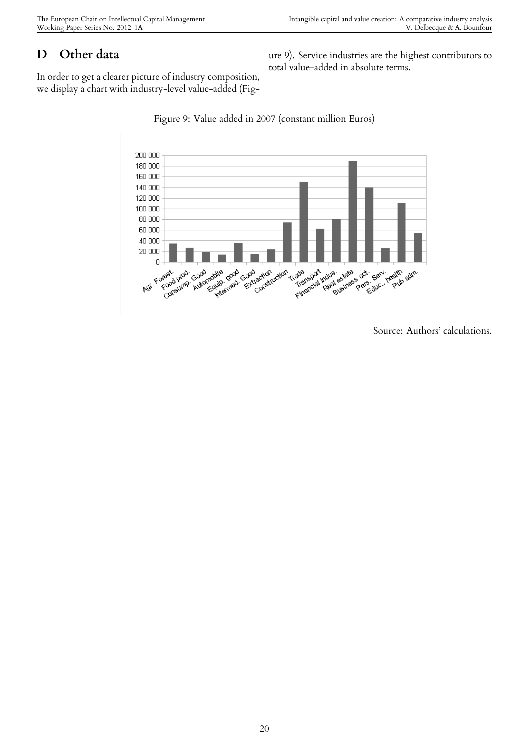# D Other data

In order to get a clearer picture of industry composition, we display a chart with industry-level value-added (Figure 9). Service industries are the highest contributors to total value-added in absolute terms.

Figure 9: Value added in 2007 (constant million Euros)

200 000
180 000
160 000
140 000
120 000
100 000
80 000
60 000
40 000
20 000
0

Agr. Forest.
Food prod.
Consump. Good
Automobile
Equip. good
Intermed. Good
Extraction
Construction
Trade
Transport
Financial indus.
Real estate
Business act.
Pers. Serv.
Educ., health
Pub adm.

Source: Authors' calculations.